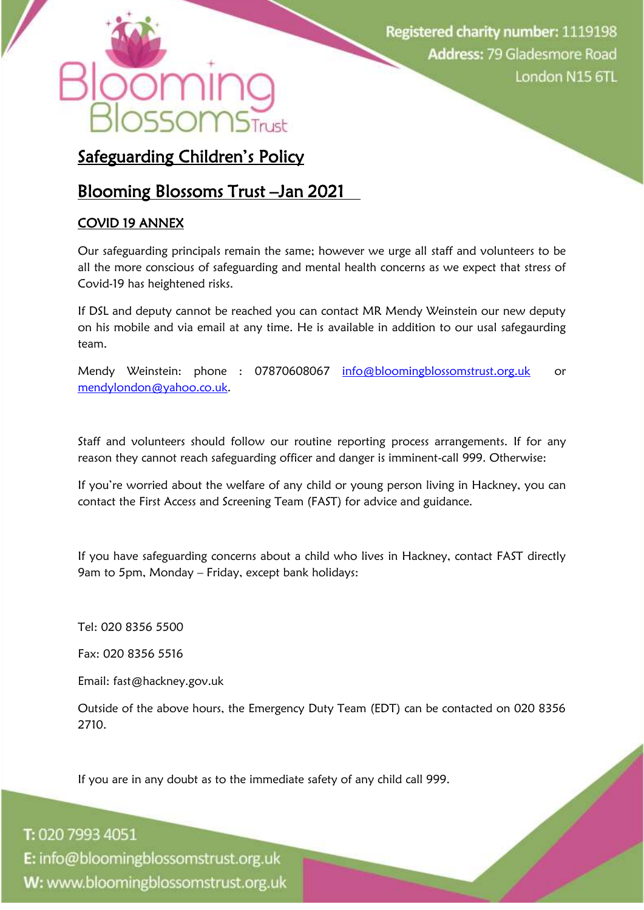Registered charity number: 1119198
Address: 79 Gladesmore Road
London N15 6TL

# Safeguarding Children's Policy

# Blooming Blossoms Trust –Jan 2021

## COVID 19 ANNEX

Our safeguarding principals remain the same; however we urge all staff and volunteers to be all the more conscious of safeguarding and mental health concerns as we expect that stress of Covid-19 has heightened risks.

If DSL and deputy cannot be reached you can contact MR Mendy Weinstein our new deputy on his mobile and via email at any time. He is available in addition to our usal safegaurding team.

Mendy Weinstein: phone : 07870608067 info@bloomingblossomstrust.org.uk or mendylondon@yahoo.co.uk.

Staff and volunteers should follow our routine reporting process arrangements. If for any reason they cannot reach safeguarding officer and danger is imminent-call 999. Otherwise:

If you're worried about the welfare of any child or young person living in Hackney, you can contact the First Access and Screening Team (FAST) for advice and guidance.

If you have safeguarding concerns about a child who lives in Hackney, contact FAST directly 9am to 5pm, Monday – Friday, except bank holidays:

Tel: 020 8356 5500

Fax: 020 8356 5516

Email: fast@hackney.gov.uk

Outside of the above hours, the Emergency Duty Team (EDT) can be contacted on 020 8356 2710.

If you are in any doubt as to the immediate safety of any child call 999.

T: 020 7993 4051
E: info@bloomingblossomstrust.org.uk
W: www.bloomingblossomstrust.org.uk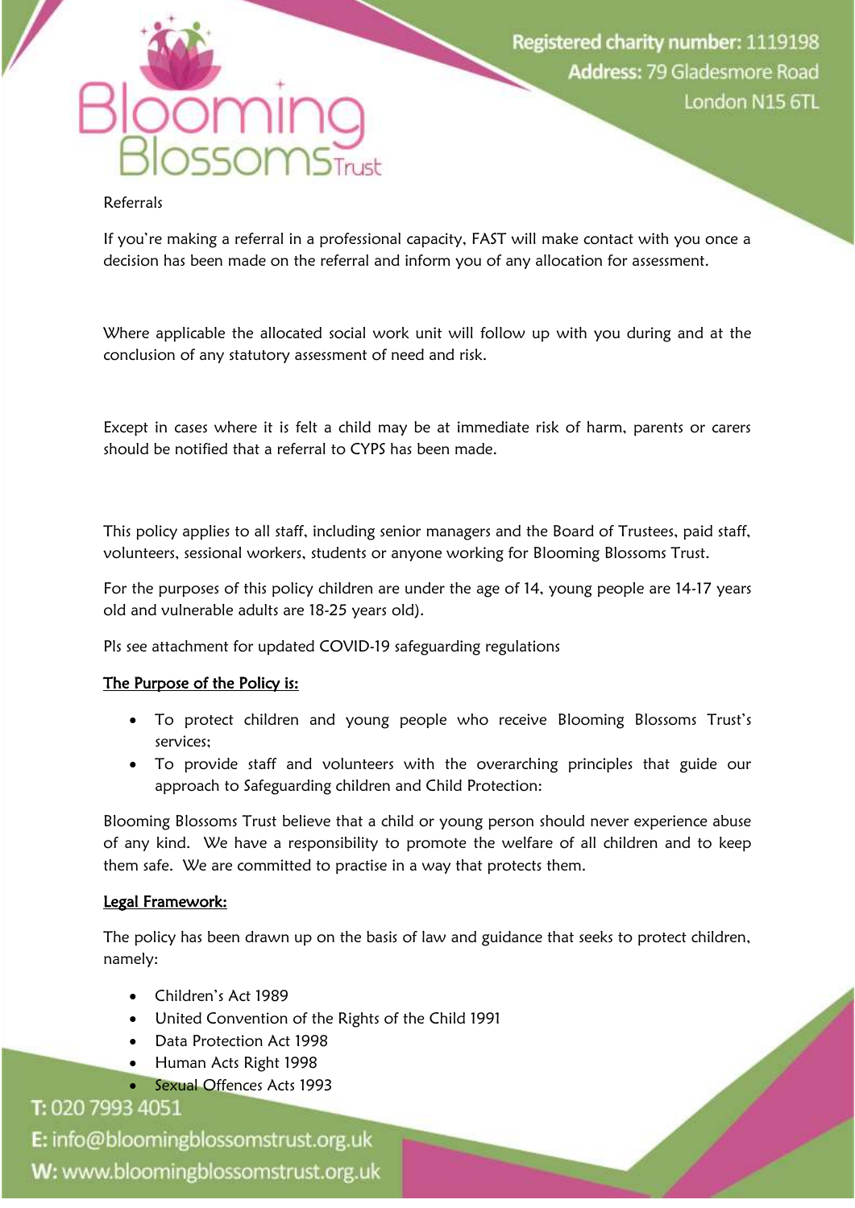Referrals

If you're making a referral in a professional capacity, FAST will make contact with you once a decision has been made on the referral and inform you of any allocation for assessment.

Where applicable the allocated social work unit will follow up with you during and at the conclusion of any statutory assessment of need and risk.

Except in cases where it is felt a child may be at immediate risk of harm, parents or carers should be notified that a referral to CYPS has been made.

This policy applies to all staff, including senior managers and the Board of Trustees, paid staff, volunteers, sessional workers, students or anyone working for Blooming Blossoms Trust.

For the purposes of this policy children are under the age of 14, young people are 14-17 years old and vulnerable adults are 18-25 years old).

Pls see attachment for updated COVID-19 safeguarding regulations

**The Purpose of the Policy is:**

- To protect children and young people who receive Blooming Blossoms Trust's services;
- To provide staff and volunteers with the overarching principles that guide our approach to Safeguarding children and Child Protection:

Blooming Blossoms Trust believe that a child or young person should never experience abuse of any kind. We have a responsibility to promote the welfare of all children and to keep them safe. We are committed to practise in a way that protects them.

**Legal Framework:**

The policy has been drawn up on the basis of law and guidance that seeks to protect children, namely:

- Children's Act 1989
- United Convention of the Rights of the Child 1991
- Data Protection Act 1998
- Human Acts Right 1998
- Sexual Offences Acts 1993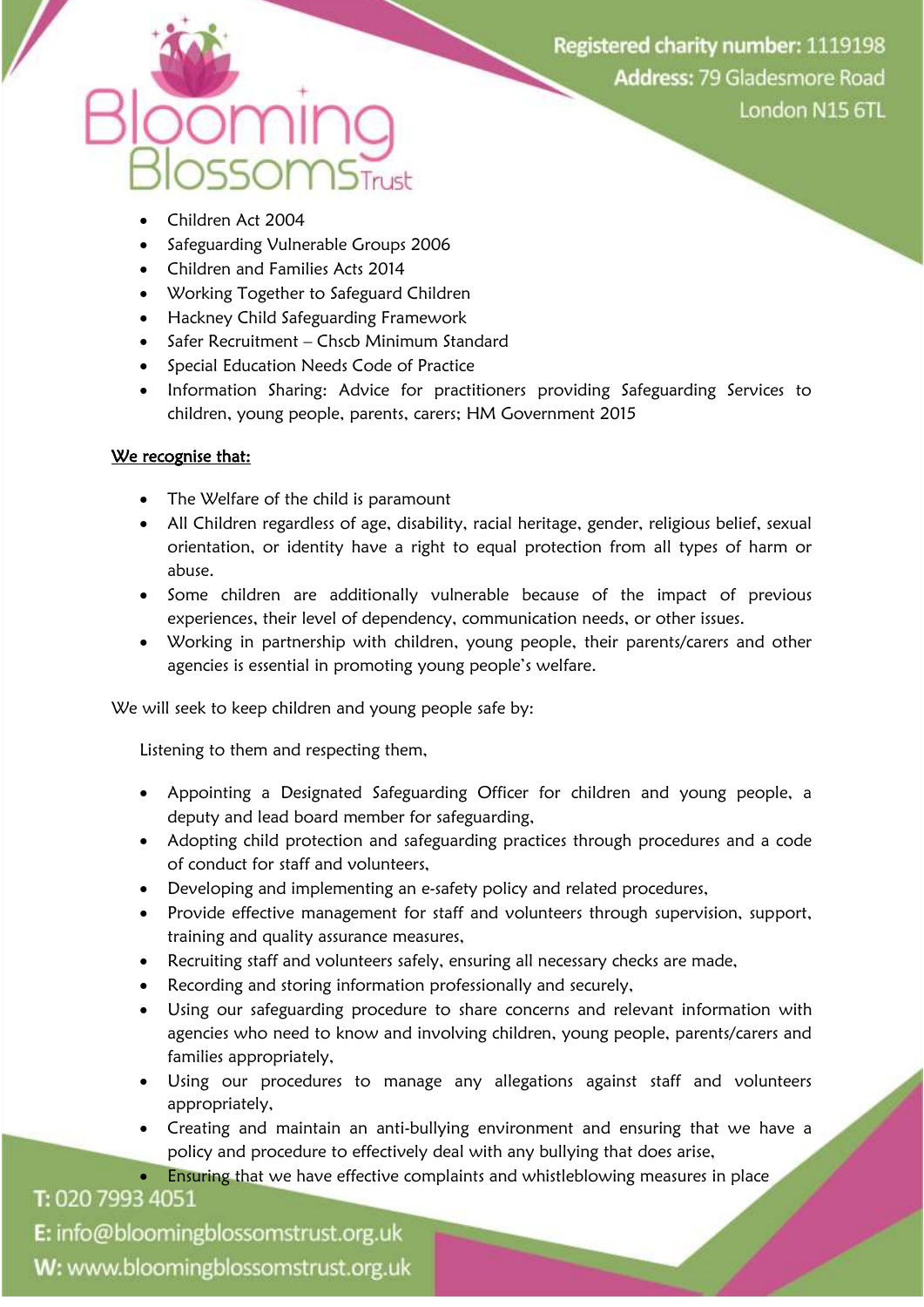- Children Act 2004
- Safeguarding Vulnerable Groups 2006
- Children and Families Acts 2014
- Working Together to Safeguard Children
- Hackney Child Safeguarding Framework
- Safer Recruitment – Chscb Minimum Standard
- Special Education Needs Code of Practice
- Information Sharing: Advice for practitioners providing Safeguarding Services to children, young people, parents, carers; HM Government 2015

**We recognise that:**

- The Welfare of the child is paramount
- All Children regardless of age, disability, racial heritage, gender, religious belief, sexual orientation, or identity have a right to equal protection from all types of harm or abuse.
- Some children are additionally vulnerable because of the impact of previous experiences, their level of dependency, communication needs, or other issues.
- Working in partnership with children, young people, their parents/carers and other agencies is essential in promoting young people's welfare.

We will seek to keep children and young people safe by:

Listening to them and respecting them,

- Appointing a Designated Safeguarding Officer for children and young people, a deputy and lead board member for safeguarding,
- Adopting child protection and safeguarding practices through procedures and a code of conduct for staff and volunteers,
- Developing and implementing an e-safety policy and related procedures,
- Provide effective management for staff and volunteers through supervision, support, training and quality assurance measures,
- Recruiting staff and volunteers safely, ensuring all necessary checks are made,
- Recording and storing information professionally and securely,
- Using our safeguarding procedure to share concerns and relevant information with agencies who need to know and involving children, young people, parents/carers and families appropriately,
- Using our procedures to manage any allegations against staff and volunteers appropriately,
- Creating and maintain an anti-bullying environment and ensuring that we have a policy and procedure to effectively deal with any bullying that does arise,
- Ensuring that we have effective complaints and whistleblowing measures in place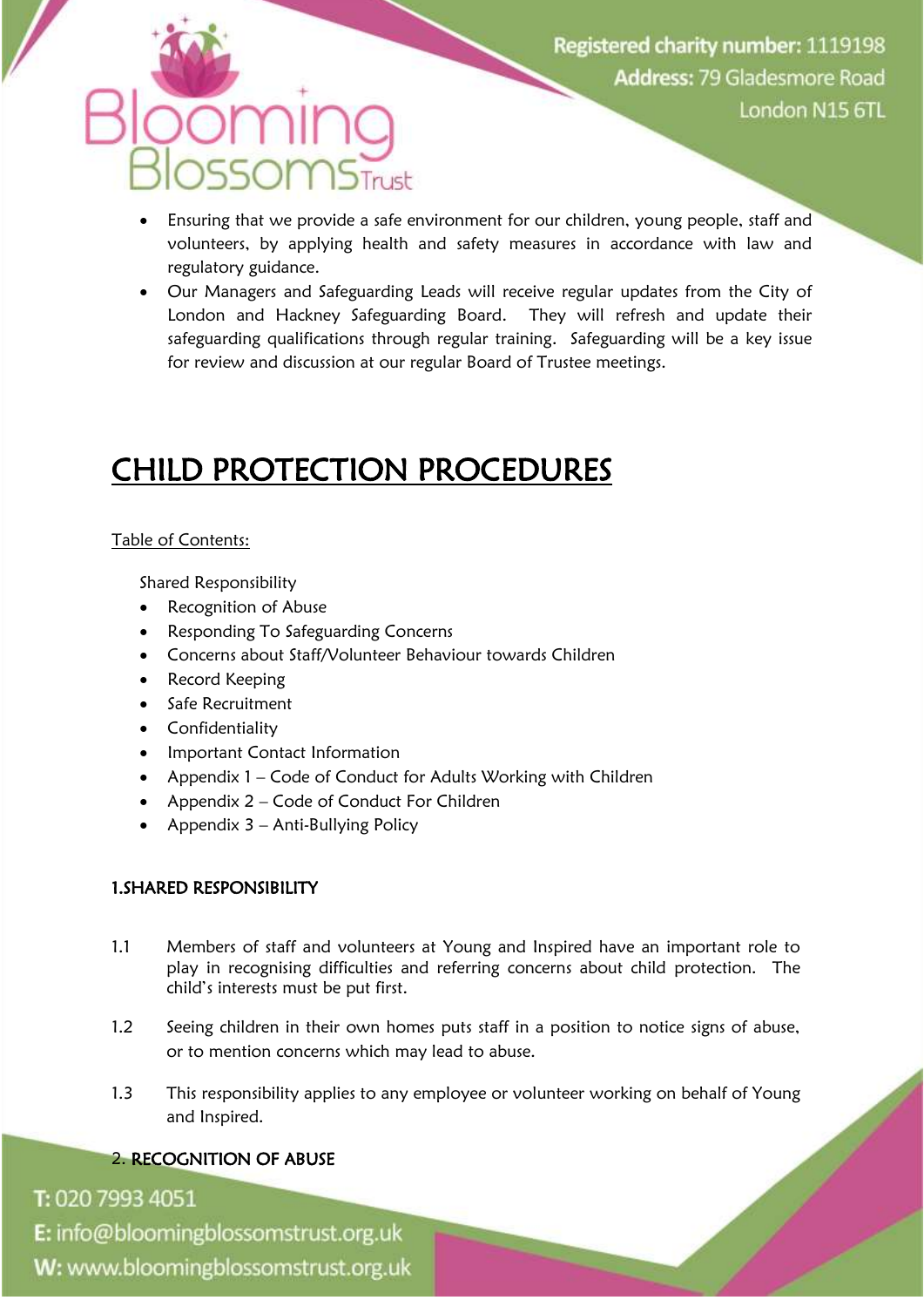- Ensuring that we provide a safe environment for our children, young people, staff and volunteers, by applying health and safety measures in accordance with law and regulatory guidance.
- Our Managers and Safeguarding Leads will receive regular updates from the City of London and Hackney Safeguarding Board. They will refresh and update their safeguarding qualifications through regular training. Safeguarding will be a key issue for review and discussion at our regular Board of Trustee meetings.

# CHILD PROTECTION PROCEDURES

Table of Contents:

Shared Responsibility

- Recognition of Abuse
- Responding To Safeguarding Concerns
- Concerns about Staff/Volunteer Behaviour towards Children
- Record Keeping
- Safe Recruitment
- Confidentiality
- Important Contact Information
- Appendix 1 – Code of Conduct for Adults Working with Children
- Appendix 2 – Code of Conduct For Children
- Appendix 3 – Anti-Bullying Policy

## 1.SHARED RESPONSIBILITY

1.1 Members of staff and volunteers at Young and Inspired have an important role to play in recognising difficulties and referring concerns about child protection. The child's interests must be put first.

1.2 Seeing children in their own homes puts staff in a position to notice signs of abuse, or to mention concerns which may lead to abuse.

1.3 This responsibility applies to any employee or volunteer working on behalf of Young and Inspired.

## 2. RECOGNITION OF ABUSE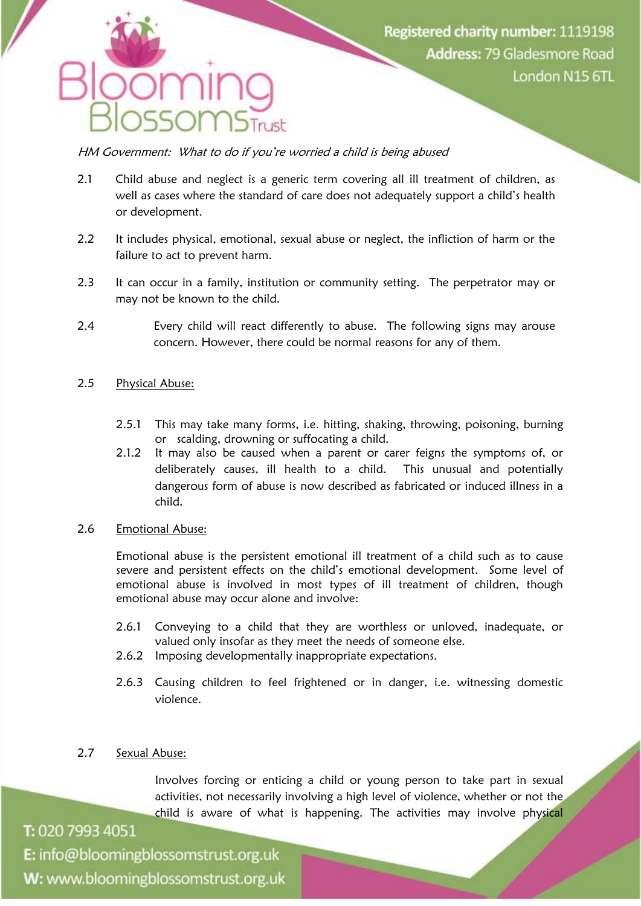*HM Government: What to do if you're worried a child is being abused*

2.1 Child abuse and neglect is a generic term covering all ill treatment of children, as well as cases where the standard of care does not adequately support a child's health or development.

2.2 It includes physical, emotional, sexual abuse or neglect, the infliction of harm or the failure to act to prevent harm.

2.3 It can occur in a family, institution or community setting. The perpetrator may or may not be known to the child.

2.4 Every child will react differently to abuse. The following signs may arouse concern. However, there could be normal reasons for any of them.

2.5 <u>Physical Abuse:</u>

2.5.1 This may take many forms, i.e. hitting, shaking, throwing, poisoning, burning or scalding, drowning or suffocating a child.

2.1.2 It may also be caused when a parent or carer feigns the symptoms of, or deliberately causes, ill health to a child. This unusual and potentially dangerous form of abuse is now described as fabricated or induced illness in a child.

2.6 <u>Emotional Abuse:</u>

Emotional abuse is the persistent emotional ill treatment of a child such as to cause severe and persistent effects on the child's emotional development. Some level of emotional abuse is involved in most types of ill treatment of children, though emotional abuse may occur alone and involve:

2.6.1 Conveying to a child that they are worthless or unloved, inadequate, or valued only insofar as they meet the needs of someone else.

2.6.2 Imposing developmentally inappropriate expectations.

2.6.3 Causing children to feel frightened or in danger, i.e. witnessing domestic violence.

2.7 <u>Sexual Abuse:</u>

Involves forcing or enticing a child or young person to take part in sexual activities, not necessarily involving a high level of violence, whether or not the child is aware of what is happening. The activities may involve physical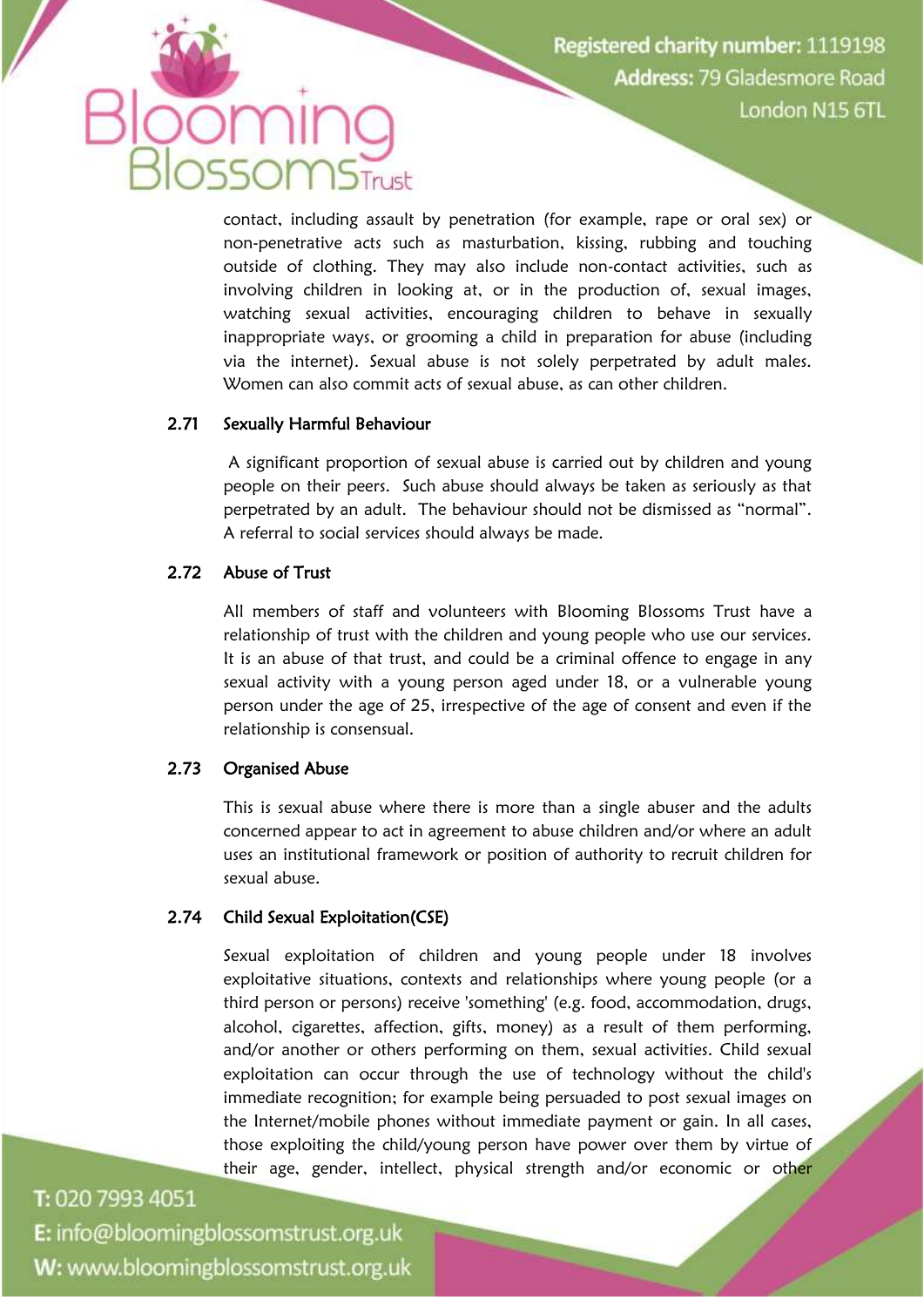contact, including assault by penetration (for example, rape or oral sex) or non-penetrative acts such as masturbation, kissing, rubbing and touching outside of clothing. They may also include non-contact activities, such as involving children in looking at, or in the production of, sexual images, watching sexual activities, encouraging children to behave in sexually inappropriate ways, or grooming a child in preparation for abuse (including via the internet). Sexual abuse is not solely perpetrated by adult males. Women can also commit acts of sexual abuse, as can other children.

### 2.71 Sexually Harmful Behaviour

A significant proportion of sexual abuse is carried out by children and young people on their peers. Such abuse should always be taken as seriously as that perpetrated by an adult. The behaviour should not be dismissed as "normal". A referral to social services should always be made.

### 2.72 Abuse of Trust

All members of staff and volunteers with Blooming Blossoms Trust have a relationship of trust with the children and young people who use our services. It is an abuse of that trust, and could be a criminal offence to engage in any sexual activity with a young person aged under 18, or a vulnerable young person under the age of 25, irrespective of the age of consent and even if the relationship is consensual.

### 2.73 Organised Abuse

This is sexual abuse where there is more than a single abuser and the adults concerned appear to act in agreement to abuse children and/or where an adult uses an institutional framework or position of authority to recruit children for sexual abuse.

### 2.74 Child Sexual Exploitation(CSE)

Sexual exploitation of children and young people under 18 involves exploitative situations, contexts and relationships where young people (or a third person or persons) receive 'something' (e.g. food, accommodation, drugs, alcohol, cigarettes, affection, gifts, money) as a result of them performing, and/or another or others performing on them, sexual activities. Child sexual exploitation can occur through the use of technology without the child's immediate recognition; for example being persuaded to post sexual images on the Internet/mobile phones without immediate payment or gain. In all cases, those exploiting the child/young person have power over them by virtue of their age, gender, intellect, physical strength and/or economic or other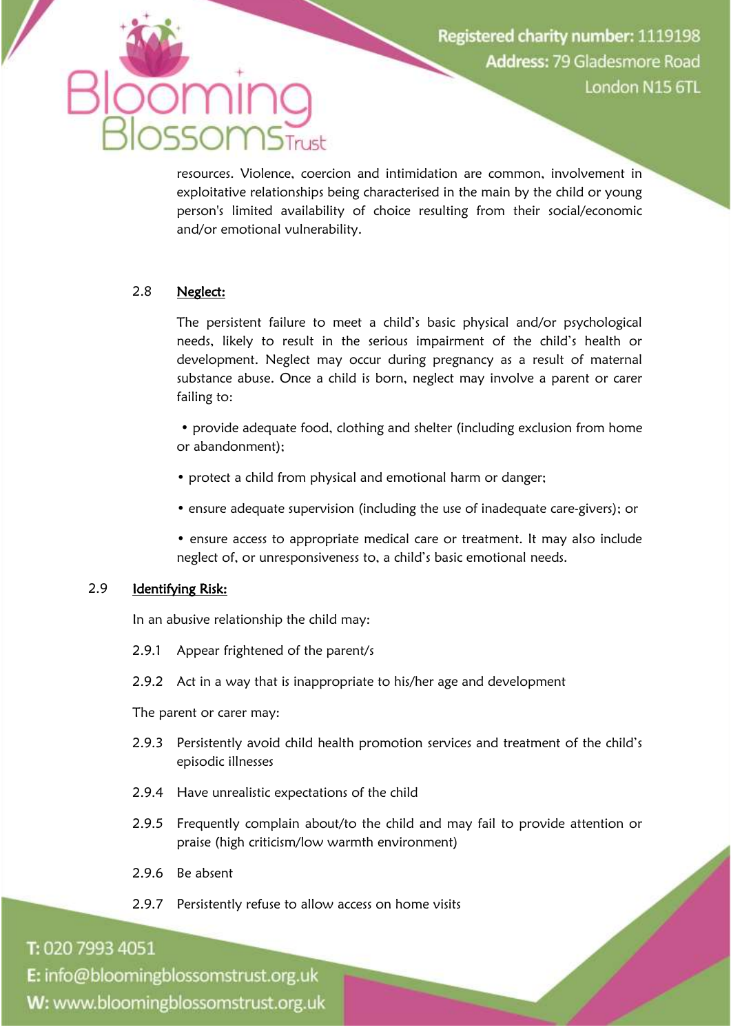resources. Violence, coercion and intimidation are common, involvement in exploitative relationships being characterised in the main by the child or young person's limited availability of choice resulting from their social/economic and/or emotional vulnerability.

2.8 **Neglect:**

The persistent failure to meet a child's basic physical and/or psychological needs, likely to result in the serious impairment of the child's health or development. Neglect may occur during pregnancy as a result of maternal substance abuse. Once a child is born, neglect may involve a parent or carer failing to:

- provide adequate food, clothing and shelter (including exclusion from home or abandonment);
- protect a child from physical and emotional harm or danger;
- ensure adequate supervision (including the use of inadequate care-givers); or
- ensure access to appropriate medical care or treatment. It may also include neglect of, or unresponsiveness to, a child's basic emotional needs.

2.9 **Identifying Risk:**

In an abusive relationship the child may:

2.9.1 Appear frightened of the parent/s

2.9.2 Act in a way that is inappropriate to his/her age and development

The parent or carer may:

2.9.3 Persistently avoid child health promotion services and treatment of the child's episodic illnesses

2.9.4 Have unrealistic expectations of the child

2.9.5 Frequently complain about/to the child and may fail to provide attention or praise (high criticism/low warmth environment)

2.9.6 Be absent

2.9.7 Persistently refuse to allow access on home visits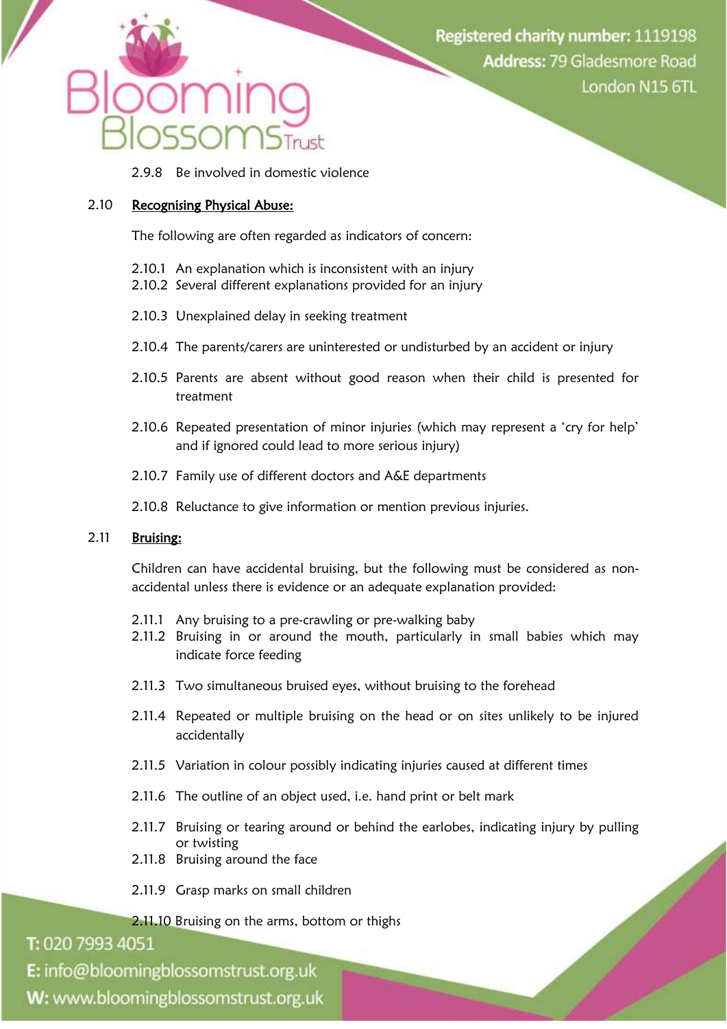2.9.8 Be involved in domestic violence

### 2.10 Recognising Physical Abuse:

The following are often regarded as indicators of concern:

2.10.1 An explanation which is inconsistent with an injury

2.10.2 Several different explanations provided for an injury

2.10.3 Unexplained delay in seeking treatment

2.10.4 The parents/carers are uninterested or undisturbed by an accident or injury

2.10.5 Parents are absent without good reason when their child is presented for treatment

2.10.6 Repeated presentation of minor injuries (which may represent a 'cry for help' and if ignored could lead to more serious injury)

2.10.7 Family use of different doctors and A&E departments

2.10.8 Reluctance to give information or mention previous injuries.

### 2.11 Bruising:

Children can have accidental bruising, but the following must be considered as non-accidental unless there is evidence or an adequate explanation provided:

2.11.1 Any bruising to a pre-crawling or pre-walking baby

2.11.2 Bruising in or around the mouth, particularly in small babies which may indicate force feeding

2.11.3 Two simultaneous bruised eyes, without bruising to the forehead

2.11.4 Repeated or multiple bruising on the head or on sites unlikely to be injured accidentally

2.11.5 Variation in colour possibly indicating injuries caused at different times

2.11.6 The outline of an object used, i.e. hand print or belt mark

2.11.7 Bruising or tearing around or behind the earlobes, indicating injury by pulling or twisting

2.11.8 Bruising around the face

2.11.9 Grasp marks on small children

2.11.10 Bruising on the arms, bottom or thighs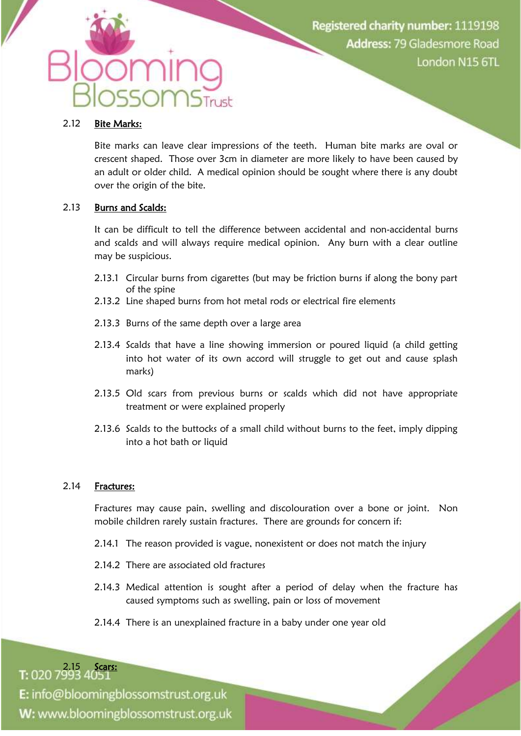2.12 **Bite Marks:**

Bite marks can leave clear impressions of the teeth. Human bite marks are oval or crescent shaped. Those over 3cm in diameter are more likely to have been caused by an adult or older child. A medical opinion should be sought where there is any doubt over the origin of the bite.

2.13 **Burns and Scalds:**

It can be difficult to tell the difference between accidental and non-accidental burns and scalds and will always require medical opinion. Any burn with a clear outline may be suspicious.

2.13.1 Circular burns from cigarettes (but may be friction burns if along the bony part of the spine

2.13.2 Line shaped burns from hot metal rods or electrical fire elements

2.13.3 Burns of the same depth over a large area

2.13.4 Scalds that have a line showing immersion or poured liquid (a child getting into hot water of its own accord will struggle to get out and cause splash marks)

2.13.5 Old scars from previous burns or scalds which did not have appropriate treatment or were explained properly

2.13.6 Scalds to the buttocks of a small child without burns to the feet, imply dipping into a hot bath or liquid

2.14 **Fractures:**

Fractures may cause pain, swelling and discolouration over a bone or joint. Non mobile children rarely sustain fractures. There are grounds for concern if:

2.14.1 The reason provided is vague, nonexistent or does not match the injury

2.14.2 There are associated old fractures

2.14.3 Medical attention is sought after a period of delay when the fracture has caused symptoms such as swelling, pain or loss of movement

2.14.4 There is an unexplained fracture in a baby under one year old

2.15 **Scars:**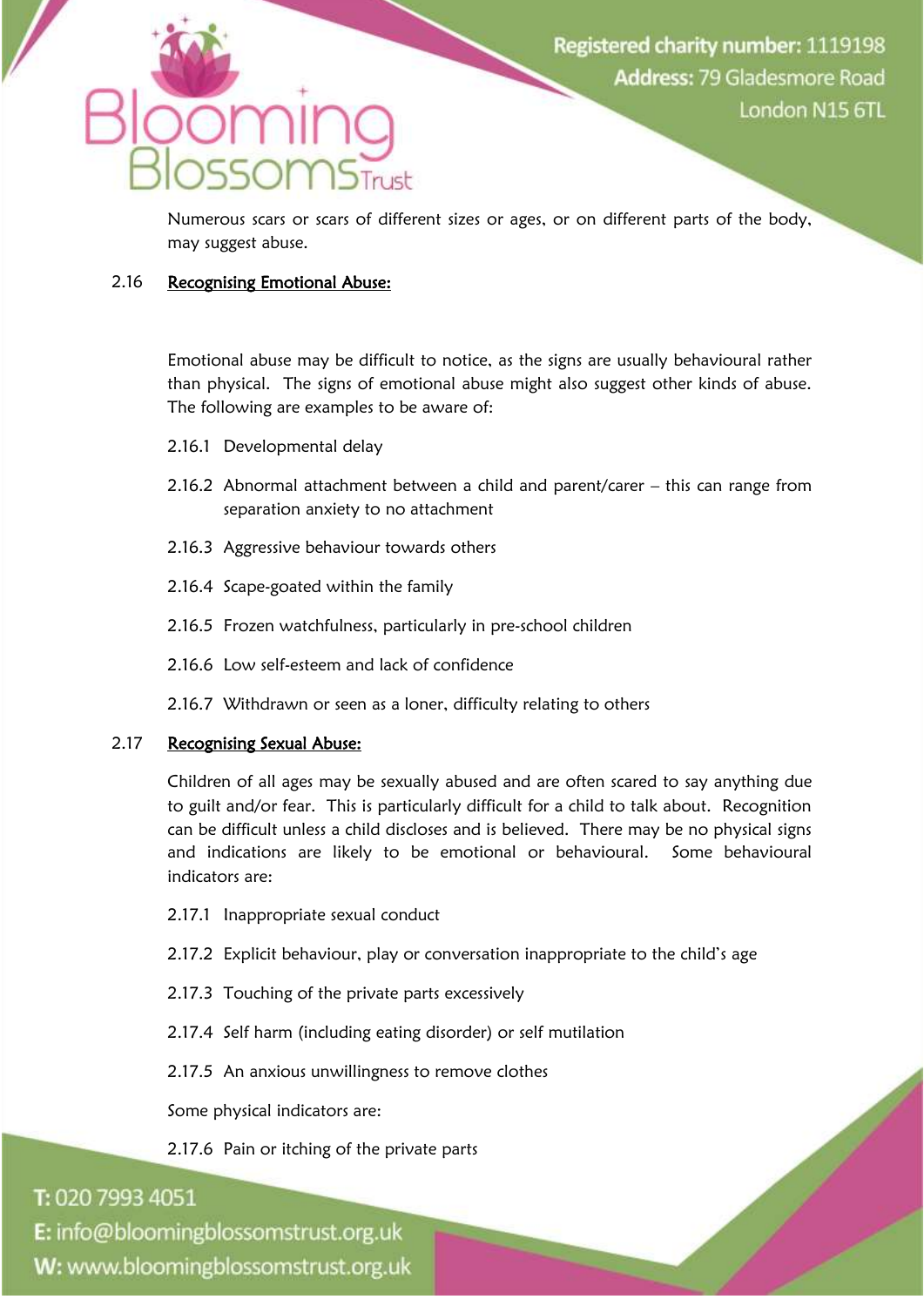Numerous scars or scars of different sizes or ages, or on different parts of the body, may suggest abuse.

### 2.16 Recognising Emotional Abuse:

Emotional abuse may be difficult to notice, as the signs are usually behavioural rather than physical. The signs of emotional abuse might also suggest other kinds of abuse. The following are examples to be aware of:

2.16.1 Developmental delay

2.16.2 Abnormal attachment between a child and parent/carer – this can range from separation anxiety to no attachment

2.16.3 Aggressive behaviour towards others

2.16.4 Scape-goated within the family

2.16.5 Frozen watchfulness, particularly in pre-school children

2.16.6 Low self-esteem and lack of confidence

2.16.7 Withdrawn or seen as a loner, difficulty relating to others

### 2.17 Recognising Sexual Abuse:

Children of all ages may be sexually abused and are often scared to say anything due to guilt and/or fear. This is particularly difficult for a child to talk about. Recognition can be difficult unless a child discloses and is believed. There may be no physical signs and indications are likely to be emotional or behavioural. Some behavioural indicators are:

2.17.1 Inappropriate sexual conduct

2.17.2 Explicit behaviour, play or conversation inappropriate to the child's age

2.17.3 Touching of the private parts excessively

2.17.4 Self harm (including eating disorder) or self mutilation

2.17.5 An anxious unwillingness to remove clothes

Some physical indicators are:

2.17.6 Pain or itching of the private parts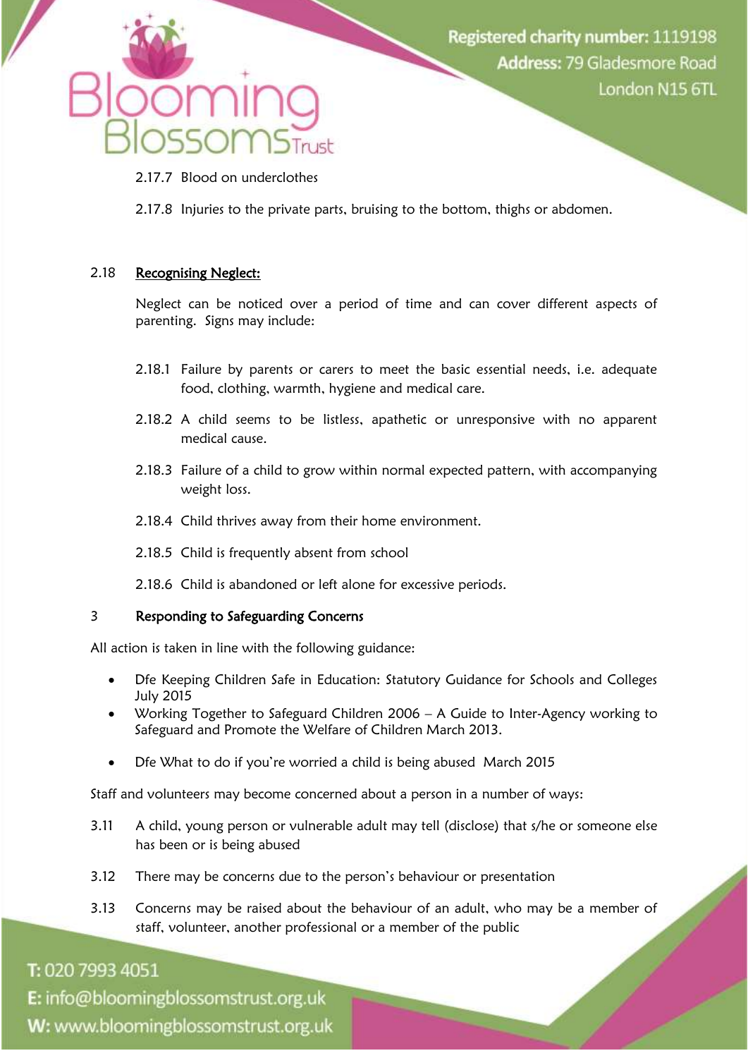2.17.7 Blood on underclothes

2.17.8 Injuries to the private parts, bruising to the bottom, thighs or abdomen.

### 2.18 Recognising Neglect:

Neglect can be noticed over a period of time and can cover different aspects of parenting. Signs may include:

2.18.1 Failure by parents or carers to meet the basic essential needs, i.e. adequate food, clothing, warmth, hygiene and medical care.

2.18.2 A child seems to be listless, apathetic or unresponsive with no apparent medical cause.

2.18.3 Failure of a child to grow within normal expected pattern, with accompanying weight loss.

2.18.4 Child thrives away from their home environment.

2.18.5 Child is frequently absent from school

2.18.6 Child is abandoned or left alone for excessive periods.

## 3 Responding to Safeguarding Concerns

All action is taken in line with the following guidance:

- Dfe Keeping Children Safe in Education: Statutory Guidance for Schools and Colleges July 2015
- Working Together to Safeguard Children 2006 – A Guide to Inter-Agency working to Safeguard and Promote the Welfare of Children March 2013.
- Dfe What to do if you're worried a child is being abused March 2015

Staff and volunteers may become concerned about a person in a number of ways:

3.11 A child, young person or vulnerable adult may tell (disclose) that s/he or someone else has been or is being abused

3.12 There may be concerns due to the person's behaviour or presentation

3.13 Concerns may be raised about the behaviour of an adult, who may be a member of staff, volunteer, another professional or a member of the public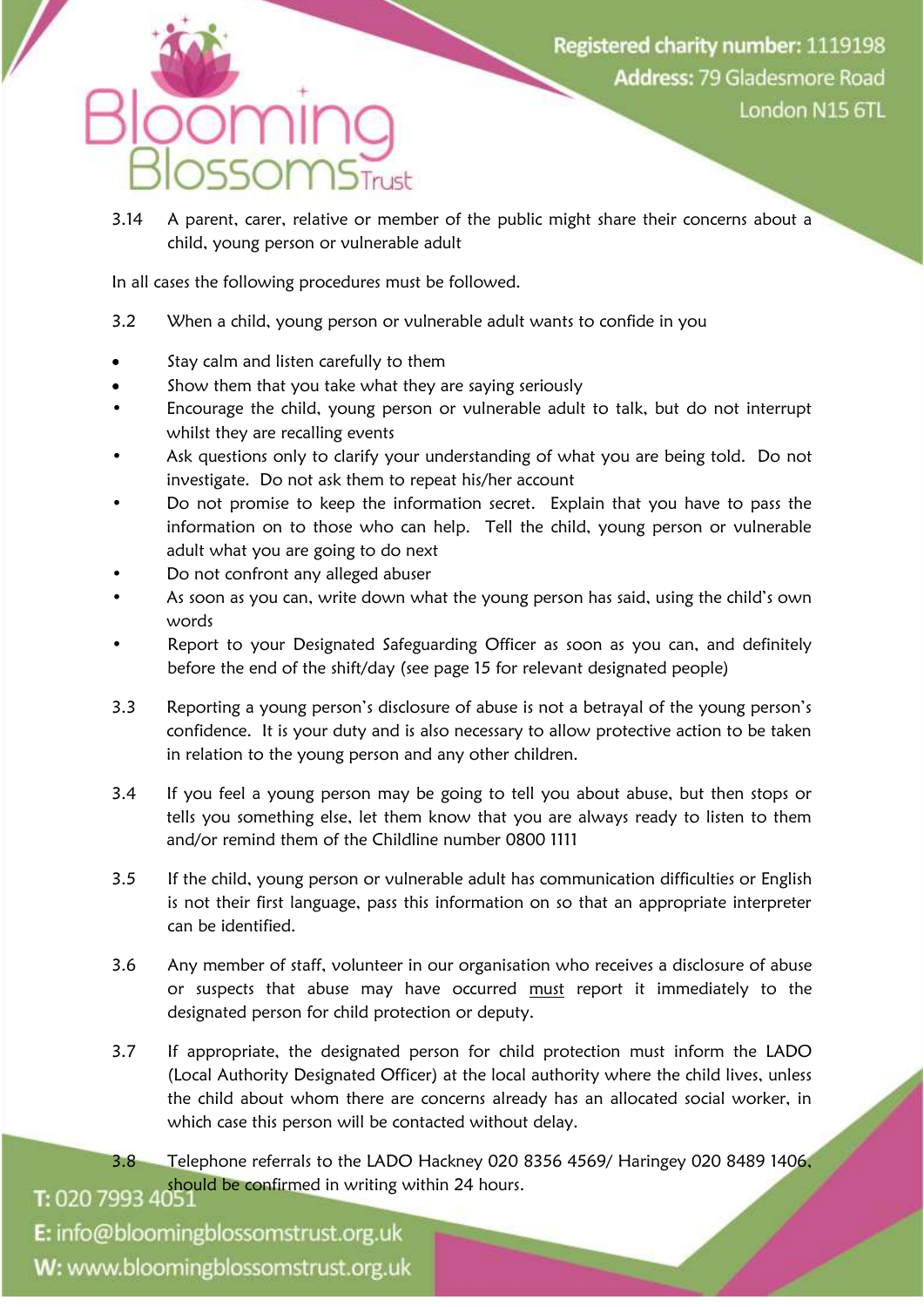3.14 A parent, carer, relative or member of the public might share their concerns about a child, young person or vulnerable adult

In all cases the following procedures must be followed.

3.2 When a child, young person or vulnerable adult wants to confide in you

- Stay calm and listen carefully to them
- Show them that you take what they are saying seriously
- Encourage the child, young person or vulnerable adult to talk, but do not interrupt whilst they are recalling events
- Ask questions only to clarify your understanding of what you are being told. Do not investigate. Do not ask them to repeat his/her account
- Do not promise to keep the information secret. Explain that you have to pass the information on to those who can help. Tell the child, young person or vulnerable adult what you are going to do next
- Do not confront any alleged abuser
- As soon as you can, write down what the young person has said, using the child's own words
- Report to your Designated Safeguarding Officer as soon as you can, and definitely before the end of the shift/day (see page 15 for relevant designated people)

3.3 Reporting a young person's disclosure of abuse is not a betrayal of the young person's confidence. It is your duty and is also necessary to allow protective action to be taken in relation to the young person and any other children.

3.4 If you feel a young person may be going to tell you about abuse, but then stops or tells you something else, let them know that you are always ready to listen to them and/or remind them of the Childline number 0800 1111

3.5 If the child, young person or vulnerable adult has communication difficulties or English is not their first language, pass this information on so that an appropriate interpreter can be identified.

3.6 Any member of staff, volunteer in our organisation who receives a disclosure of abuse or suspects that abuse may have occurred <u>must</u> report it immediately to the designated person for child protection or deputy.

3.7 If appropriate, the designated person for child protection must inform the LADO (Local Authority Designated Officer) at the local authority where the child lives, unless the child about whom there are concerns already has an allocated social worker, in which case this person will be contacted without delay.

3.8 Telephone referrals to the LADO Hackney 020 8356 4569/ Haringey 020 8489 1406, should be confirmed in writing within 24 hours.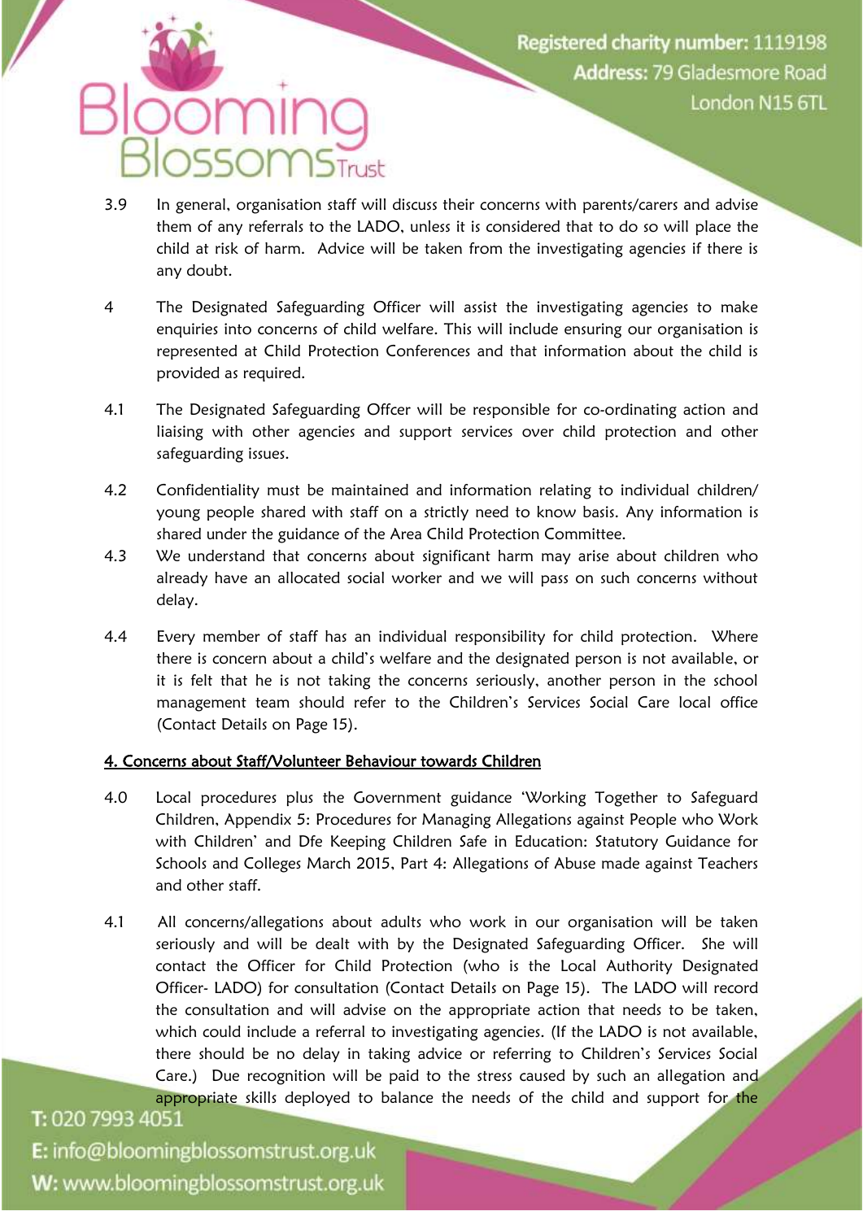3.9 In general, organisation staff will discuss their concerns with parents/carers and advise them of any referrals to the LADO, unless it is considered that to do so will place the child at risk of harm. Advice will be taken from the investigating agencies if there is any doubt.

4 The Designated Safeguarding Officer will assist the investigating agencies to make enquiries into concerns of child welfare. This will include ensuring our organisation is represented at Child Protection Conferences and that information about the child is provided as required.

4.1 The Designated Safeguarding Offcer will be responsible for co-ordinating action and liaising with other agencies and support services over child protection and other safeguarding issues.

4.2 Confidentiality must be maintained and information relating to individual children/ young people shared with staff on a strictly need to know basis. Any information is shared under the guidance of the Area Child Protection Committee.

4.3 We understand that concerns about significant harm may arise about children who already have an allocated social worker and we will pass on such concerns without delay.

4.4 Every member of staff has an individual responsibility for child protection. Where there is concern about a child's welfare and the designated person is not available, or it is felt that he is not taking the concerns seriously, another person in the school management team should refer to the Children's Services Social Care local office (Contact Details on Page 15).

## 4. Concerns about Staff/Volunteer Behaviour towards Children

4.0 Local procedures plus the Government guidance 'Working Together to Safeguard Children, Appendix 5: Procedures for Managing Allegations against People who Work with Children' and Dfe Keeping Children Safe in Education: Statutory Guidance for Schools and Colleges March 2015, Part 4: Allegations of Abuse made against Teachers and other staff.

4.1 All concerns/allegations about adults who work in our organisation will be taken seriously and will be dealt with by the Designated Safeguarding Officer. She will contact the Officer for Child Protection (who is the Local Authority Designated Officer- LADO) for consultation (Contact Details on Page 15). The LADO will record the consultation and will advise on the appropriate action that needs to be taken, which could include a referral to investigating agencies. (If the LADO is not available, there should be no delay in taking advice or referring to Children's Services Social Care.) Due recognition will be paid to the stress caused by such an allegation and appropriate skills deployed to balance the needs of the child and support for the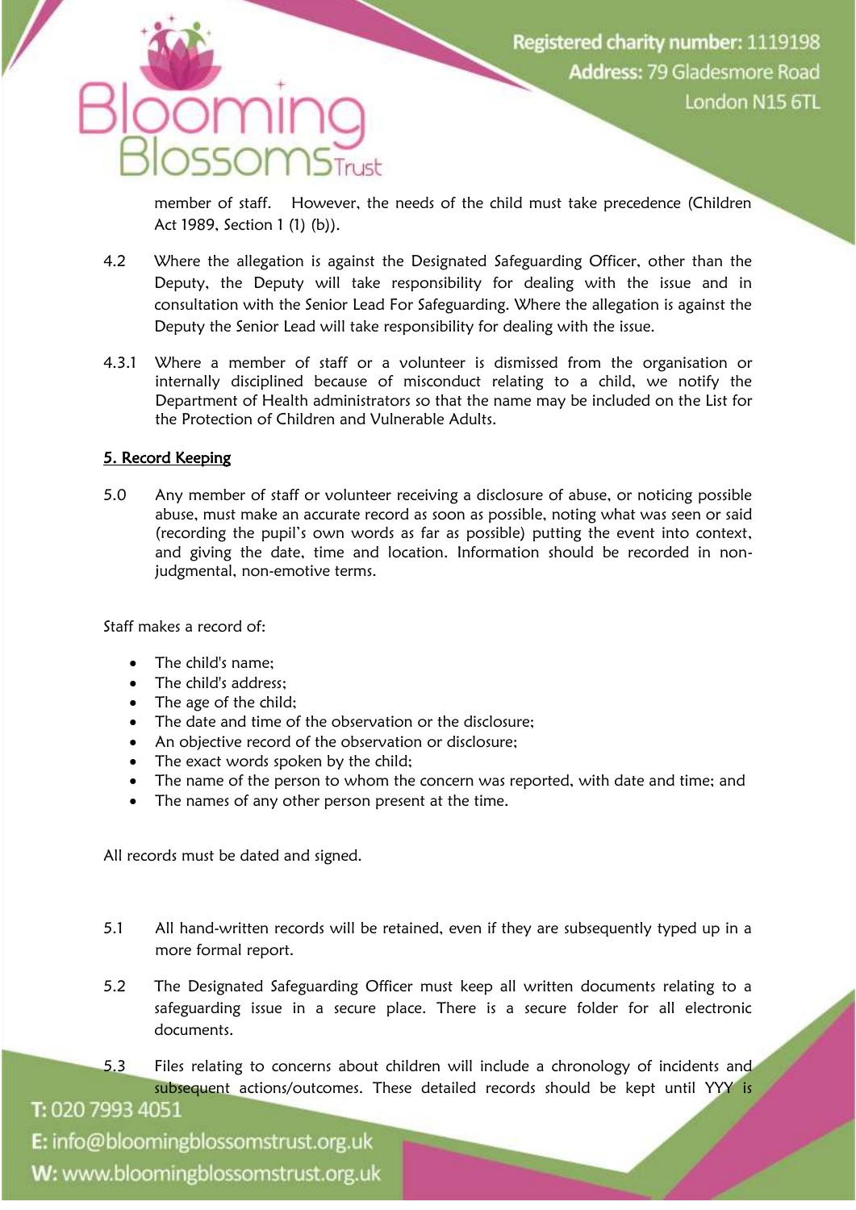member of staff. However, the needs of the child must take precedence (Children Act 1989, Section 1 (1) (b)).

4.2 Where the allegation is against the Designated Safeguarding Officer, other than the Deputy, the Deputy will take responsibility for dealing with the issue and in consultation with the Senior Lead For Safeguarding. Where the allegation is against the Deputy the Senior Lead will take responsibility for dealing with the issue.

4.3.1 Where a member of staff or a volunteer is dismissed from the organisation or internally disciplined because of misconduct relating to a child, we notify the Department of Health administrators so that the name may be included on the List for the Protection of Children and Vulnerable Adults.

## 5. Record Keeping

5.0 Any member of staff or volunteer receiving a disclosure of abuse, or noticing possible abuse, must make an accurate record as soon as possible, noting what was seen or said (recording the pupil's own words as far as possible) putting the event into context, and giving the date, time and location. Information should be recorded in non-judgmental, non-emotive terms.

Staff makes a record of:

- The child's name;
- The child's address;
- The age of the child;
- The date and time of the observation or the disclosure;
- An objective record of the observation or disclosure;
- The exact words spoken by the child;
- The name of the person to whom the concern was reported, with date and time; and
- The names of any other person present at the time.

All records must be dated and signed.

5.1 All hand-written records will be retained, even if they are subsequently typed up in a more formal report.

5.2 The Designated Safeguarding Officer must keep all written documents relating to a safeguarding issue in a secure place. There is a secure folder for all electronic documents.

5.3 Files relating to concerns about children will include a chronology of incidents and subsequent actions/outcomes. These detailed records should be kept until YYY is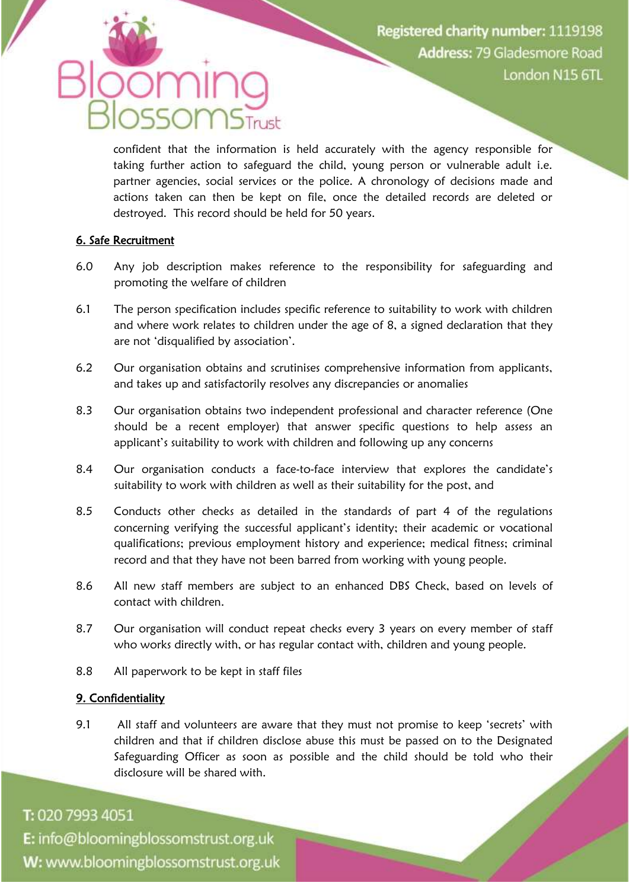confident that the information is held accurately with the agency responsible for taking further action to safeguard the child, young person or vulnerable adult i.e. partner agencies, social services or the police. A chronology of decisions made and actions taken can then be kept on file, once the detailed records are deleted or destroyed. This record should be held for 50 years.

## 6. Safe Recruitment

6.0 Any job description makes reference to the responsibility for safeguarding and promoting the welfare of children

6.1 The person specification includes specific reference to suitability to work with children and where work relates to children under the age of 8, a signed declaration that they are not 'disqualified by association'.

6.2 Our organisation obtains and scrutinises comprehensive information from applicants, and takes up and satisfactorily resolves any discrepancies or anomalies

8.3 Our organisation obtains two independent professional and character reference (One should be a recent employer) that answer specific questions to help assess an applicant's suitability to work with children and following up any concerns

8.4 Our organisation conducts a face-to-face interview that explores the candidate's suitability to work with children as well as their suitability for the post, and

8.5 Conducts other checks as detailed in the standards of part 4 of the regulations concerning verifying the successful applicant's identity; their academic or vocational qualifications; previous employment history and experience; medical fitness; criminal record and that they have not been barred from working with young people.

8.6 All new staff members are subject to an enhanced DBS Check, based on levels of contact with children.

8.7 Our organisation will conduct repeat checks every 3 years on every member of staff who works directly with, or has regular contact with, children and young people.

8.8 All paperwork to be kept in staff files

## 9. Confidentiality

9.1 All staff and volunteers are aware that they must not promise to keep 'secrets' with children and that if children disclose abuse this must be passed on to the Designated Safeguarding Officer as soon as possible and the child should be told who their disclosure will be shared with.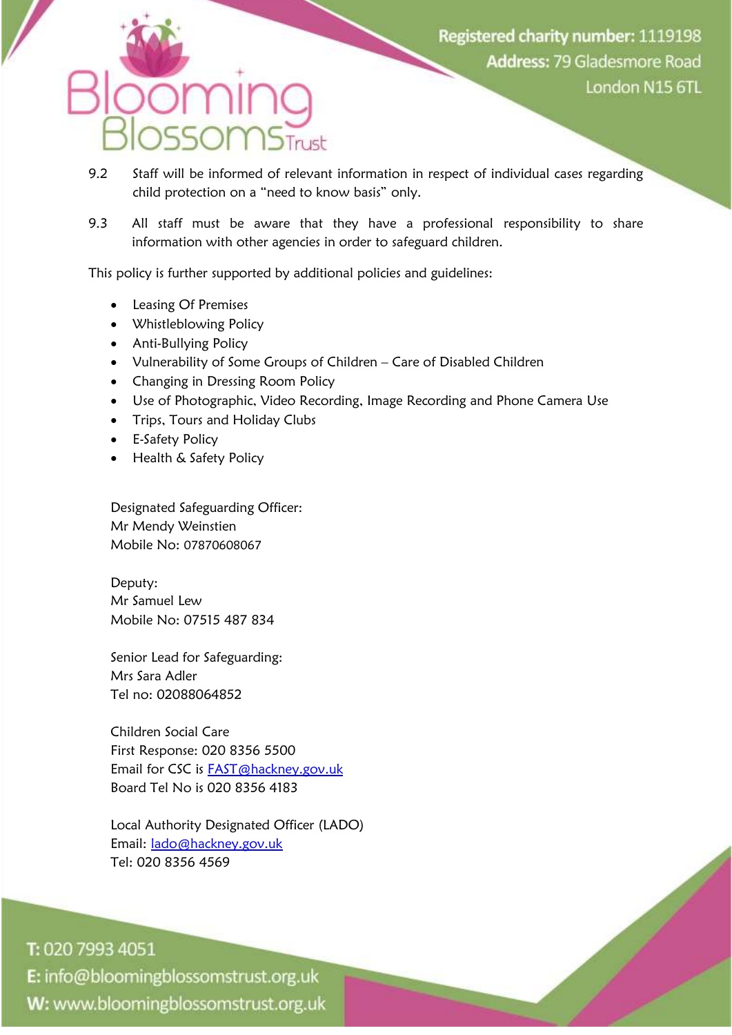9.2 Staff will be informed of relevant information in respect of individual cases regarding child protection on a "need to know basis" only.

9.3 All staff must be aware that they have a professional responsibility to share information with other agencies in order to safeguard children.

This policy is further supported by additional policies and guidelines:

- Leasing Of Premises
- Whistleblowing Policy
- Anti-Bullying Policy
- Vulnerability of Some Groups of Children – Care of Disabled Children
- Changing in Dressing Room Policy
- Use of Photographic, Video Recording, Image Recording and Phone Camera Use
- Trips, Tours and Holiday Clubs
- E-Safety Policy
- Health & Safety Policy

Designated Safeguarding Officer:
Mr Mendy Weinstien
Mobile No: 07870608067

Deputy:
Mr Samuel Lew
Mobile No: 07515 487 834

Senior Lead for Safeguarding:
Mrs Sara Adler
Tel no: 02088064852

Children Social Care
First Response: 020 8356 5500
Email for CSC is FAST@hackney.gov.uk
Board Tel No is 020 8356 4183

Local Authority Designated Officer (LADO)
Email: lado@hackney.gov.uk
Tel: 020 8356 4569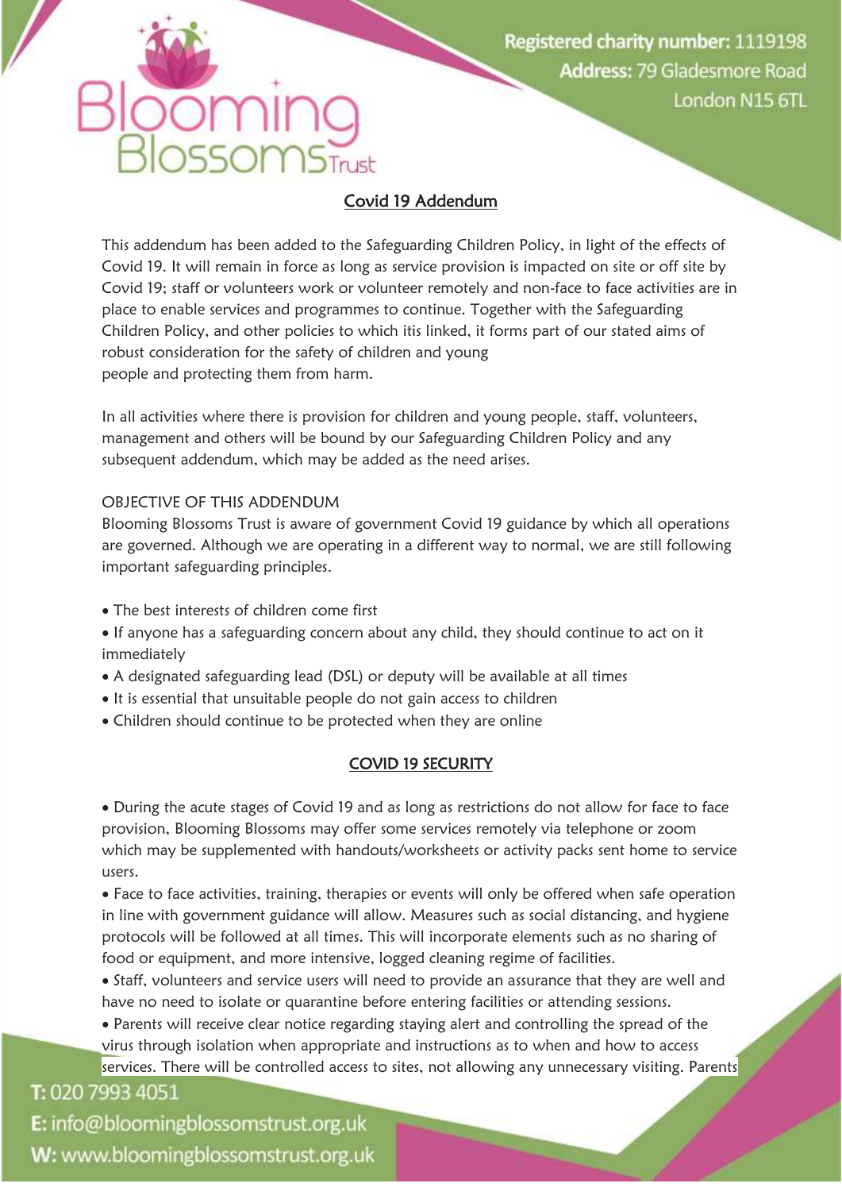## Covid 19 Addendum

This addendum has been added to the Safeguarding Children Policy, in light of the effects of Covid 19. It will remain in force as long as service provision is impacted on site or off site by Covid 19; staff or volunteers work or volunteer remotely and non-face to face activities are in place to enable services and programmes to continue. Together with the Safeguarding Children Policy, and other policies to which itis linked, it forms part of our stated aims of robust consideration for the safety of children and young people and protecting them from harm.

In all activities where there is provision for children and young people, staff, volunteers, management and others will be bound by our Safeguarding Children Policy and any subsequent addendum, which may be added as the need arises.

OBJECTIVE OF THIS ADDENDUM

Blooming Blossoms Trust is aware of government Covid 19 guidance by which all operations are governed. Although we are operating in a different way to normal, we are still following important safeguarding principles.

- The best interests of children come first
- If anyone has a safeguarding concern about any child, they should continue to act on it immediately
- A designated safeguarding lead (DSL) or deputy will be available at all times
- It is essential that unsuitable people do not gain access to children
- Children should continue to be protected when they are online

## COVID 19 SECURITY

- During the acute stages of Covid 19 and as long as restrictions do not allow for face to face provision, Blooming Blossoms may offer some services remotely via telephone or zoom which may be supplemented with handouts/worksheets or activity packs sent home to service users.
- Face to face activities, training, therapies or events will only be offered when safe operation in line with government guidance will allow. Measures such as social distancing, and hygiene protocols will be followed at all times. This will incorporate elements such as no sharing of food or equipment, and more intensive, logged cleaning regime of facilities.
- Staff, volunteers and service users will need to provide an assurance that they are well and have no need to isolate or quarantine before entering facilities or attending sessions.
- Parents will receive clear notice regarding staying alert and controlling the spread of the virus through isolation when appropriate and instructions as to when and how to access services. There will be controlled access to sites, not allowing any unnecessary visiting. Parents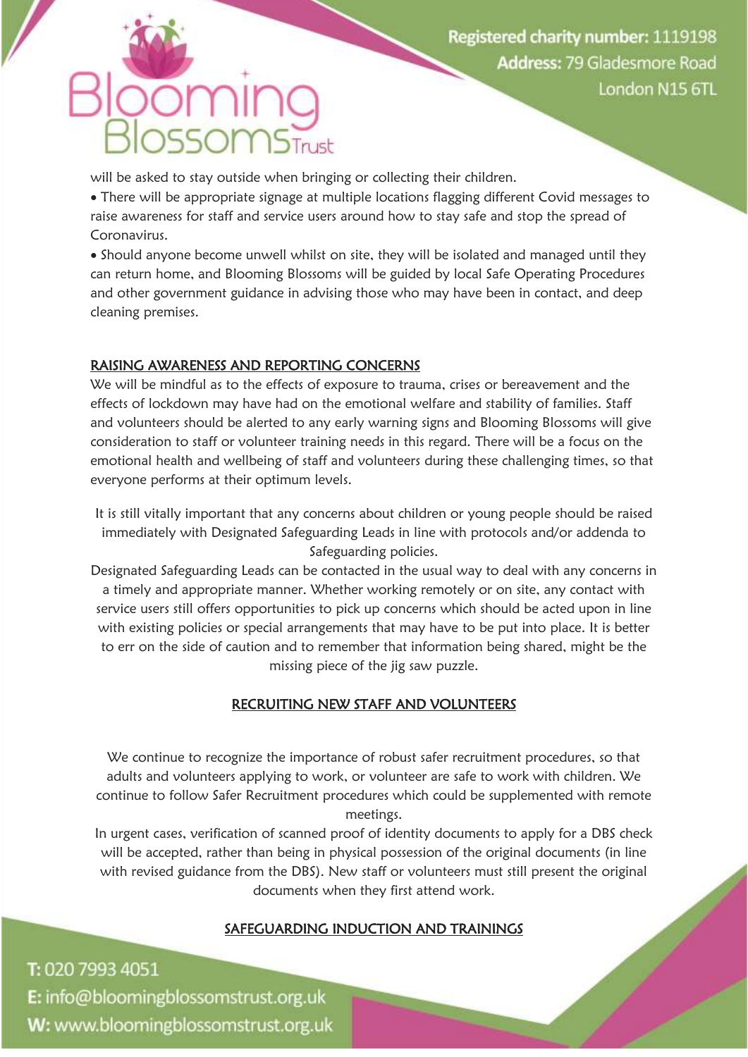will be asked to stay outside when bringing or collecting their children.

- There will be appropriate signage at multiple locations flagging different Covid messages to raise awareness for staff and service users around how to stay safe and stop the spread of Coronavirus.
- Should anyone become unwell whilst on site, they will be isolated and managed until they can return home, and Blooming Blossoms will be guided by local Safe Operating Procedures and other government guidance in advising those who may have been in contact, and deep cleaning premises.

## RAISING AWARENESS AND REPORTING CONCERNS

We will be mindful as to the effects of exposure to trauma, crises or bereavement and the effects of lockdown may have had on the emotional welfare and stability of families. Staff and volunteers should be alerted to any early warning signs and Blooming Blossoms will give consideration to staff or volunteer training needs in this regard. There will be a focus on the emotional health and wellbeing of staff and volunteers during these challenging times, so that everyone performs at their optimum levels.

It is still vitally important that any concerns about children or young people should be raised immediately with Designated Safeguarding Leads in line with protocols and/or addenda to Safeguarding policies.

Designated Safeguarding Leads can be contacted in the usual way to deal with any concerns in a timely and appropriate manner. Whether working remotely or on site, any contact with service users still offers opportunities to pick up concerns which should be acted upon in line with existing policies or special arrangements that may have to be put into place. It is better to err on the side of caution and to remember that information being shared, might be the missing piece of the jig saw puzzle.

## RECRUITING NEW STAFF AND VOLUNTEERS

We continue to recognize the importance of robust safer recruitment procedures, so that adults and volunteers applying to work, or volunteer are safe to work with children. We continue to follow Safer Recruitment procedures which could be supplemented with remote meetings.

In urgent cases, verification of scanned proof of identity documents to apply for a DBS check will be accepted, rather than being in physical possession of the original documents (in line with revised guidance from the DBS). New staff or volunteers must still present the original documents when they first attend work.

## SAFEGUARDING INDUCTION AND TRAININGS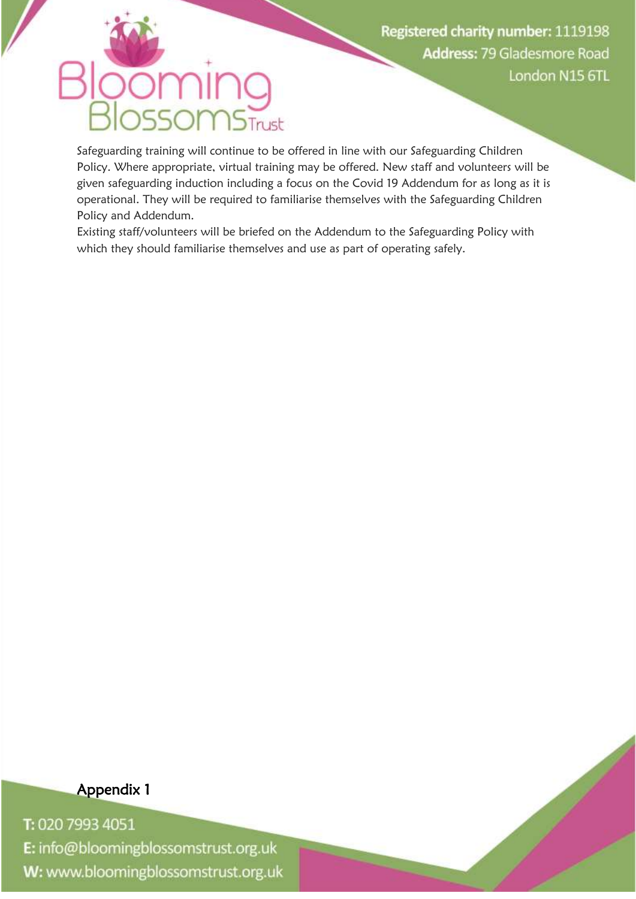Safeguarding training will continue to be offered in line with our Safeguarding Children Policy. Where appropriate, virtual training may be offered. New staff and volunteers will be given safeguarding induction including a focus on the Covid 19 Addendum for as long as it is operational. They will be required to familiarise themselves with the Safeguarding Children Policy and Addendum.

Existing staff/volunteers will be briefed on the Addendum to the Safeguarding Policy with which they should familiarise themselves and use as part of operating safely.

## Appendix 1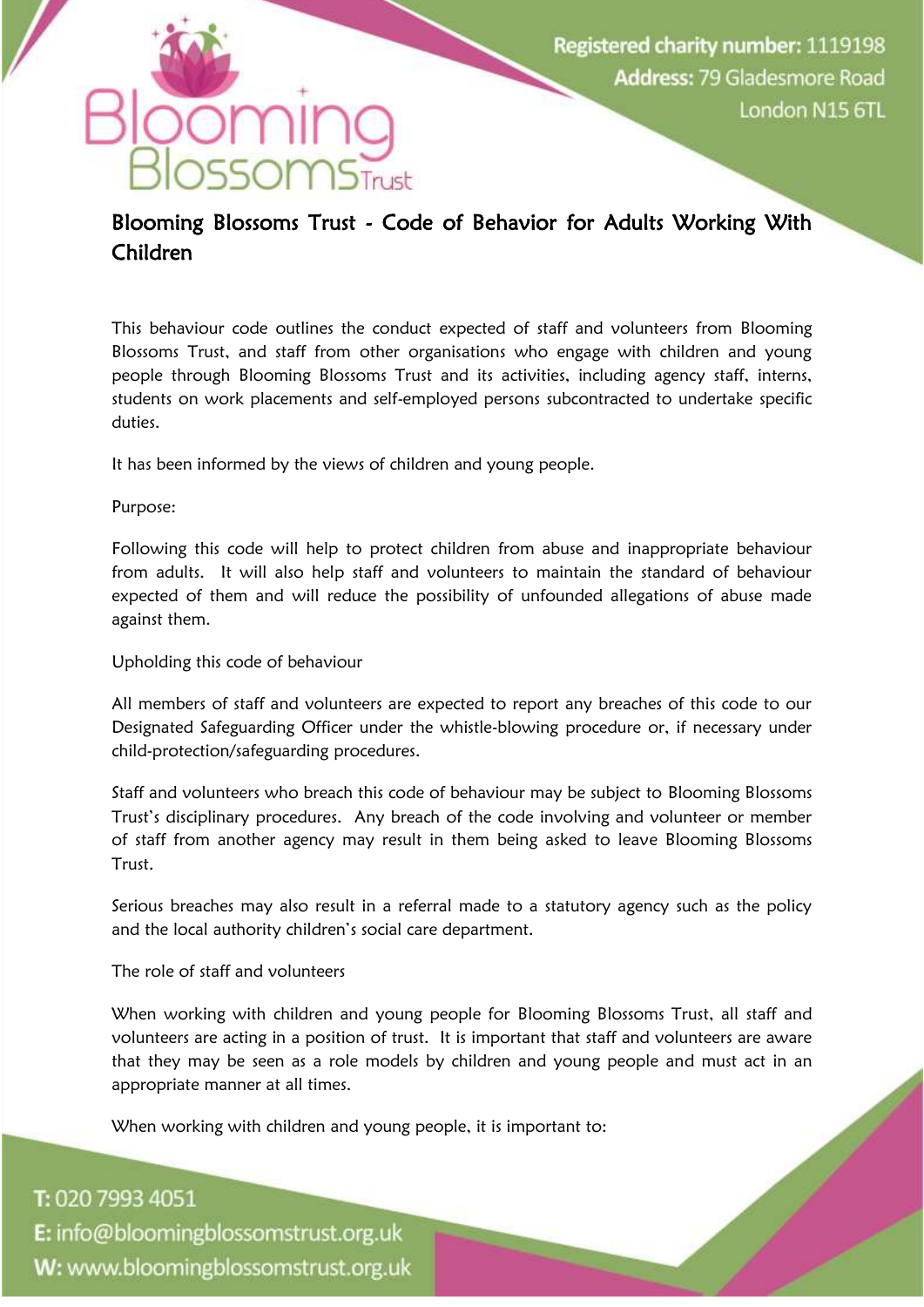# Blooming Blossoms Trust - Code of Behavior for Adults Working With Children

This behaviour code outlines the conduct expected of staff and volunteers from Blooming Blossoms Trust, and staff from other organisations who engage with children and young people through Blooming Blossoms Trust and its activities, including agency staff, interns, students on work placements and self-employed persons subcontracted to undertake specific duties.

It has been informed by the views of children and young people.

Purpose:

Following this code will help to protect children from abuse and inappropriate behaviour from adults. It will also help staff and volunteers to maintain the standard of behaviour expected of them and will reduce the possibility of unfounded allegations of abuse made against them.

Upholding this code of behaviour

All members of staff and volunteers are expected to report any breaches of this code to our Designated Safeguarding Officer under the whistle-blowing procedure or, if necessary under child-protection/safeguarding procedures.

Staff and volunteers who breach this code of behaviour may be subject to Blooming Blossoms Trust's disciplinary procedures. Any breach of the code involving and volunteer or member of staff from another agency may result in them being asked to leave Blooming Blossoms Trust.

Serious breaches may also result in a referral made to a statutory agency such as the policy and the local authority children's social care department.

The role of staff and volunteers

When working with children and young people for Blooming Blossoms Trust, all staff and volunteers are acting in a position of trust. It is important that staff and volunteers are aware that they may be seen as a role models by children and young people and must act in an appropriate manner at all times.

When working with children and young people, it is important to: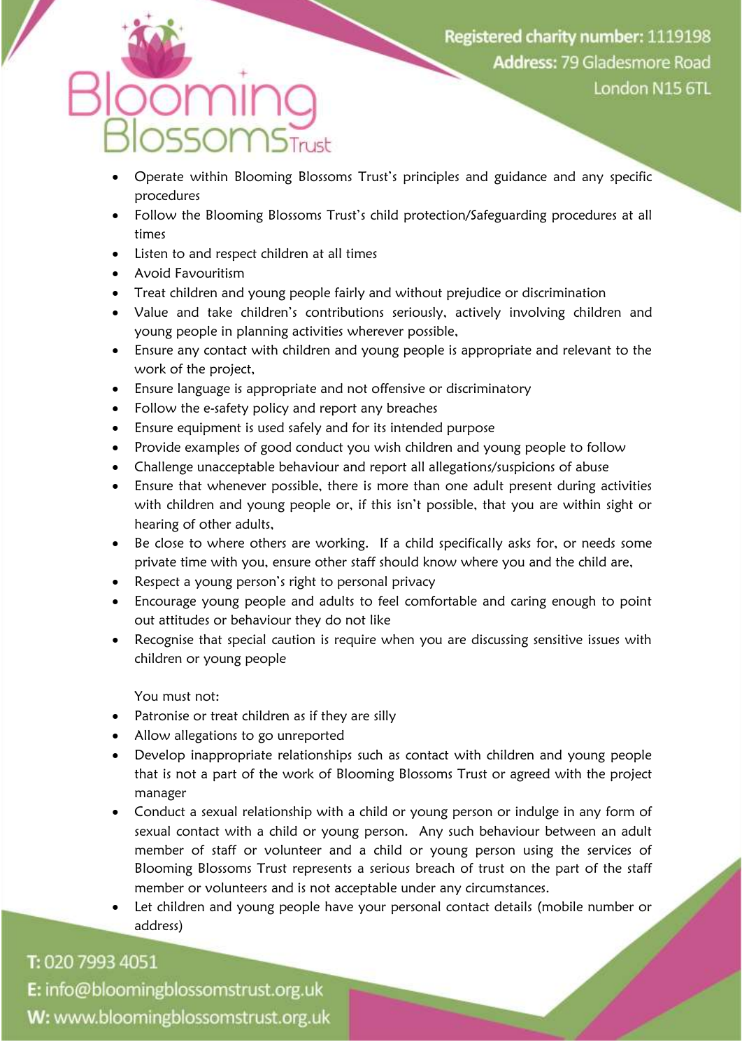- Operate within Blooming Blossoms Trust's principles and guidance and any specific procedures
- Follow the Blooming Blossoms Trust's child protection/Safeguarding procedures at all times
- Listen to and respect children at all times
- Avoid Favouritism
- Treat children and young people fairly and without prejudice or discrimination
- Value and take children's contributions seriously, actively involving children and young people in planning activities wherever possible,
- Ensure any contact with children and young people is appropriate and relevant to the work of the project,
- Ensure language is appropriate and not offensive or discriminatory
- Follow the e-safety policy and report any breaches
- Ensure equipment is used safely and for its intended purpose
- Provide examples of good conduct you wish children and young people to follow
- Challenge unacceptable behaviour and report all allegations/suspicions of abuse
- Ensure that whenever possible, there is more than one adult present during activities with children and young people or, if this isn't possible, that you are within sight or hearing of other adults,
- Be close to where others are working. If a child specifically asks for, or needs some private time with you, ensure other staff should know where you and the child are,
- Respect a young person's right to personal privacy
- Encourage young people and adults to feel comfortable and caring enough to point out attitudes or behaviour they do not like
- Recognise that special caution is require when you are discussing sensitive issues with children or young people

You must not:

- Patronise or treat children as if they are silly
- Allow allegations to go unreported
- Develop inappropriate relationships such as contact with children and young people that is not a part of the work of Blooming Blossoms Trust or agreed with the project manager
- Conduct a sexual relationship with a child or young person or indulge in any form of sexual contact with a child or young person. Any such behaviour between an adult member of staff or volunteer and a child or young person using the services of Blooming Blossoms Trust represents a serious breach of trust on the part of the staff member or volunteers and is not acceptable under any circumstances.
- Let children and young people have your personal contact details (mobile number or address)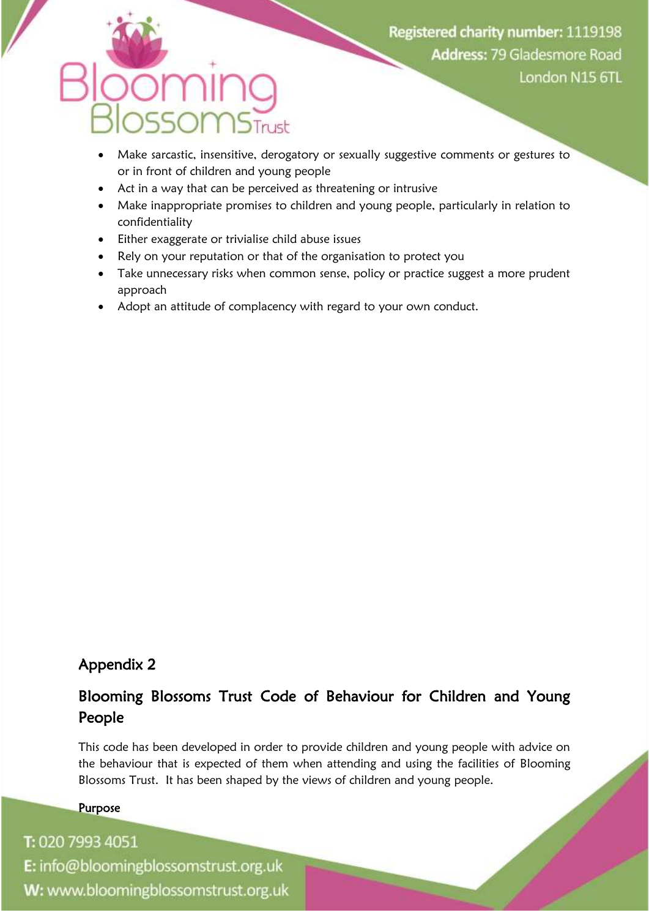- Make sarcastic, insensitive, derogatory or sexually suggestive comments or gestures to or in front of children and young people
- Act in a way that can be perceived as threatening or intrusive
- Make inappropriate promises to children and young people, particularly in relation to confidentiality
- Either exaggerate or trivialise child abuse issues
- Rely on your reputation or that of the organisation to protect you
- Take unnecessary risks when common sense, policy or practice suggest a more prudent approach
- Adopt an attitude of complacency with regard to your own conduct.

## Appendix 2

## Blooming Blossoms Trust Code of Behaviour for Children and Young People

This code has been developed in order to provide children and young people with advice on the behaviour that is expected of them when attending and using the facilities of Blooming Blossoms Trust. It has been shaped by the views of children and young people.

**Purpose**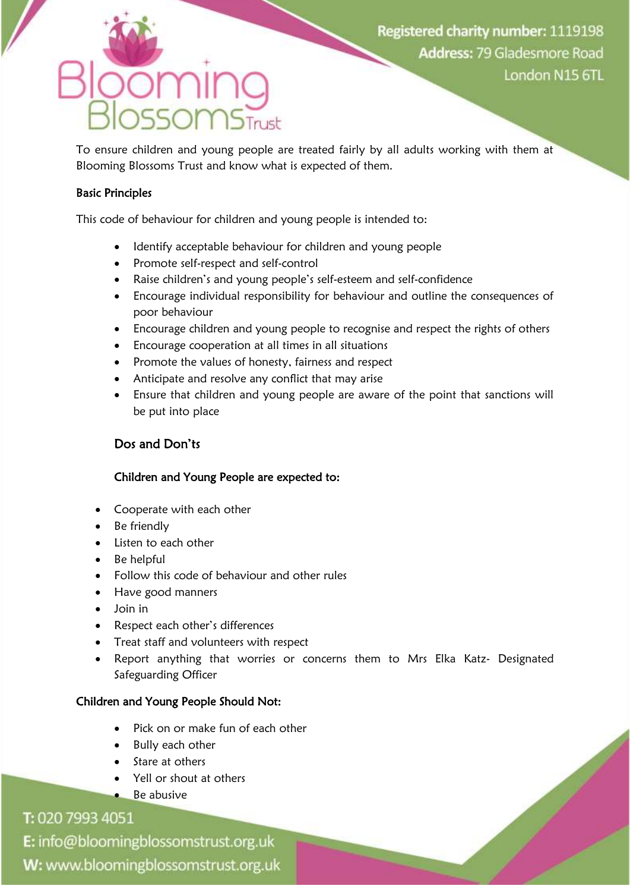To ensure children and young people are treated fairly by all adults working with them at Blooming Blossoms Trust and know what is expected of them.

**Basic Principles**

This code of behaviour for children and young people is intended to:

- Identify acceptable behaviour for children and young people
- Promote self-respect and self-control
- Raise children's and young people's self-esteem and self-confidence
- Encourage individual responsibility for behaviour and outline the consequences of poor behaviour
- Encourage children and young people to recognise and respect the rights of others
- Encourage cooperation at all times in all situations
- Promote the values of honesty, fairness and respect
- Anticipate and resolve any conflict that may arise
- Ensure that children and young people are aware of the point that sanctions will be put into place

## Dos and Don'ts

### Children and Young People are expected to:

- Cooperate with each other
- Be friendly
- Listen to each other
- Be helpful
- Follow this code of behaviour and other rules
- Have good manners
- Join in
- Respect each other's differences
- Treat staff and volunteers with respect
- Report anything that worries or concerns them to Mrs Elka Katz- Designated Safeguarding Officer

### Children and Young People Should Not:

- Pick on or make fun of each other
- Bully each other
- Stare at others
- Yell or shout at others
- Be abusive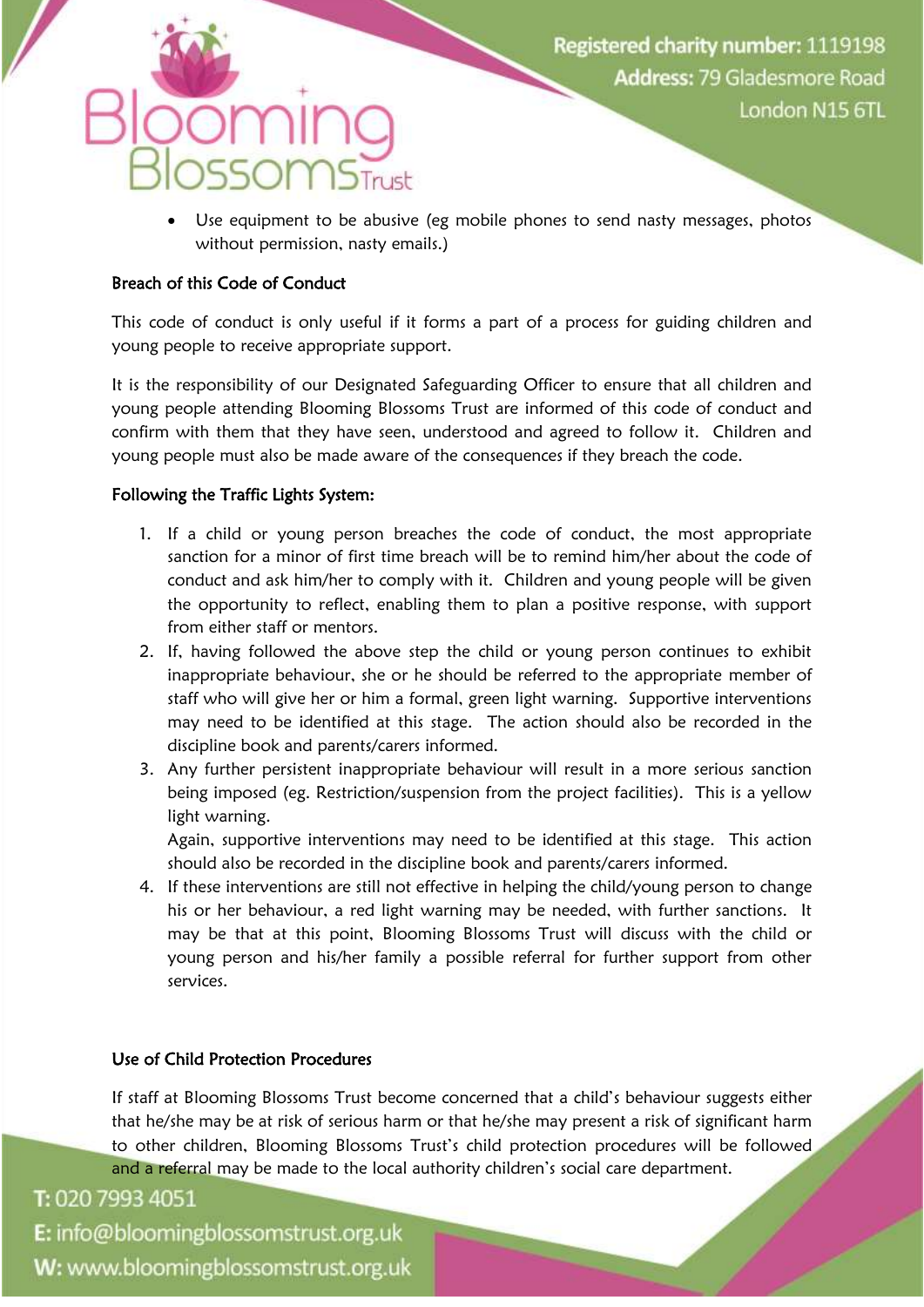- Use equipment to be abusive (eg mobile phones to send nasty messages, photos without permission, nasty emails.)

### Breach of this Code of Conduct

This code of conduct is only useful if it forms a part of a process for guiding children and young people to receive appropriate support.

It is the responsibility of our Designated Safeguarding Officer to ensure that all children and young people attending Blooming Blossoms Trust are informed of this code of conduct and confirm with them that they have seen, understood and agreed to follow it. Children and young people must also be made aware of the consequences if they breach the code.

### Following the Traffic Lights System:

1. If a child or young person breaches the code of conduct, the most appropriate sanction for a minor of first time breach will be to remind him/her about the code of conduct and ask him/her to comply with it. Children and young people will be given the opportunity to reflect, enabling them to plan a positive response, with support from either staff or mentors.
2. If, having followed the above step the child or young person continues to exhibit inappropriate behaviour, she or he should be referred to the appropriate member of staff who will give her or him a formal, green light warning. Supportive interventions may need to be identified at this stage. The action should also be recorded in the discipline book and parents/carers informed.
3. Any further persistent inappropriate behaviour will result in a more serious sanction being imposed (eg. Restriction/suspension from the project facilities). This is a yellow light warning.

   Again, supportive interventions may need to be identified at this stage. This action should also be recorded in the discipline book and parents/carers informed.
4. If these interventions are still not effective in helping the child/young person to change his or her behaviour, a red light warning may be needed, with further sanctions. It may be that at this point, Blooming Blossoms Trust will discuss with the child or young person and his/her family a possible referral for further support from other services.

### Use of Child Protection Procedures

If staff at Blooming Blossoms Trust become concerned that a child's behaviour suggests either that he/she may be at risk of serious harm or that he/she may present a risk of significant harm to other children, Blooming Blossoms Trust's child protection procedures will be followed and a referral may be made to the local authority children's social care department.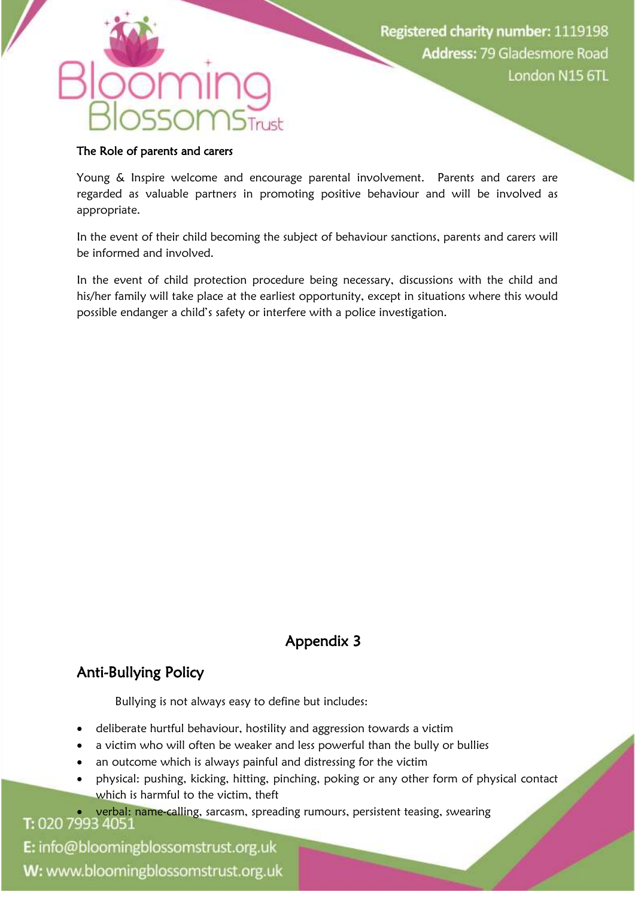### The Role of parents and carers

Young & Inspire welcome and encourage parental involvement. Parents and carers are regarded as valuable partners in promoting positive behaviour and will be involved as appropriate.

In the event of their child becoming the subject of behaviour sanctions, parents and carers will be informed and involved.

In the event of child protection procedure being necessary, discussions with the child and his/her family will take place at the earliest opportunity, except in situations where this would possible endanger a child's safety or interfere with a police investigation.

# Appendix 3

## Anti-Bullying Policy

Bullying is not always easy to define but includes:

- deliberate hurtful behaviour, hostility and aggression towards a victim
- a victim who will often be weaker and less powerful than the bully or bullies
- an outcome which is always painful and distressing for the victim
- physical: pushing, kicking, hitting, pinching, poking or any other form of physical contact which is harmful to the victim, theft
- verbal: name-calling, sarcasm, spreading rumours, persistent teasing, swearing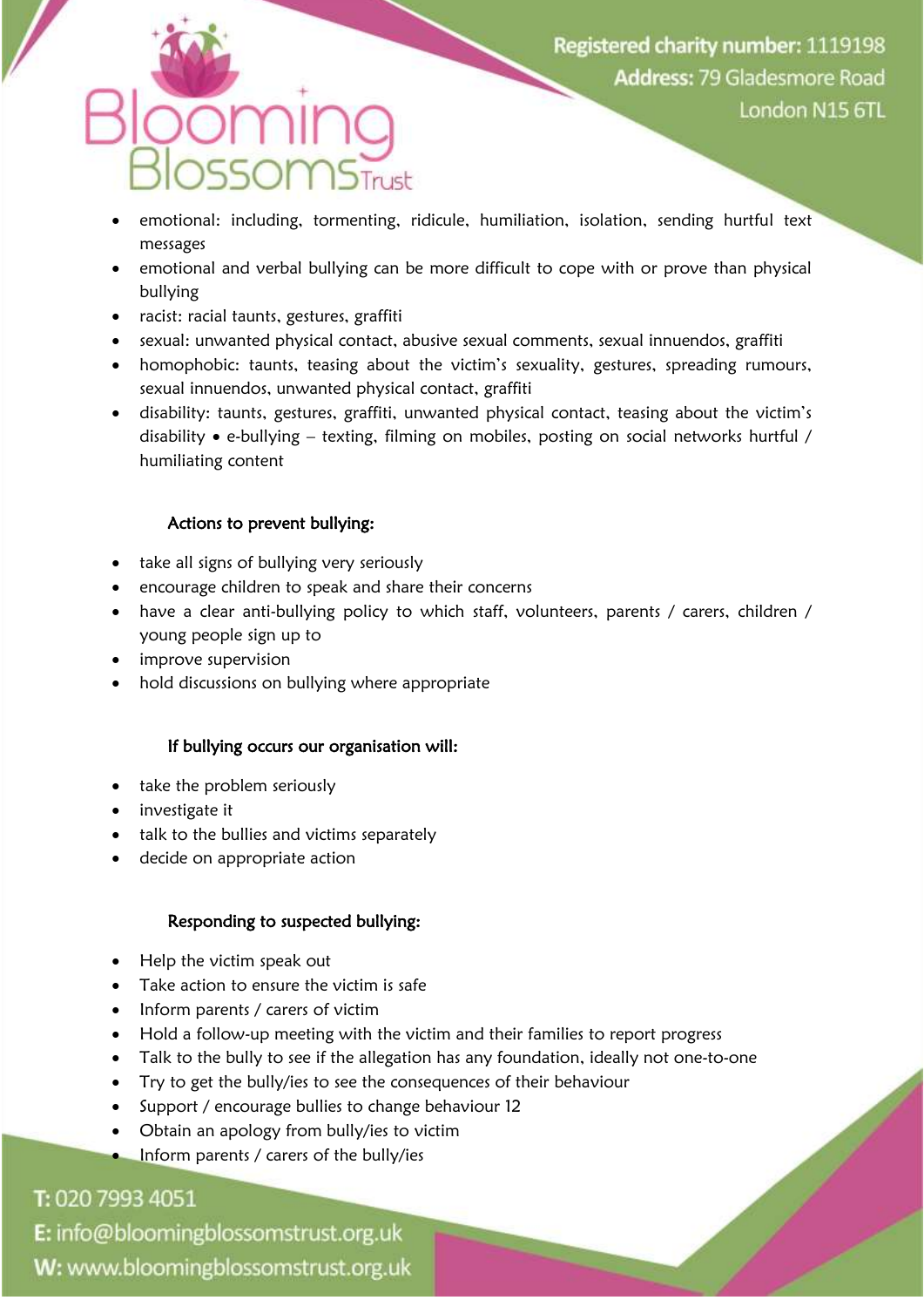- emotional: including, tormenting, ridicule, humiliation, isolation, sending hurtful text messages
- emotional and verbal bullying can be more difficult to cope with or prove than physical bullying
- racist: racial taunts, gestures, graffiti
- sexual: unwanted physical contact, abusive sexual comments, sexual innuendos, graffiti
- homophobic: taunts, teasing about the victim's sexuality, gestures, spreading rumours, sexual innuendos, unwanted physical contact, graffiti
- disability: taunts, gestures, graffiti, unwanted physical contact, teasing about the victim's disability • e-bullying – texting, filming on mobiles, posting on social networks hurtful / humiliating content

**Actions to prevent bullying:**

- take all signs of bullying very seriously
- encourage children to speak and share their concerns
- have a clear anti-bullying policy to which staff, volunteers, parents / carers, children / young people sign up to
- improve supervision
- hold discussions on bullying where appropriate

**If bullying occurs our organisation will:**

- take the problem seriously
- investigate it
- talk to the bullies and victims separately
- decide on appropriate action

**Responding to suspected bullying:**

- Help the victim speak out
- Take action to ensure the victim is safe
- Inform parents / carers of victim
- Hold a follow-up meeting with the victim and their families to report progress
- Talk to the bully to see if the allegation has any foundation, ideally not one-to-one
- Try to get the bully/ies to see the consequences of their behaviour
- Support / encourage bullies to change behaviour 12
- Obtain an apology from bully/ies to victim
- Inform parents / carers of the bully/ies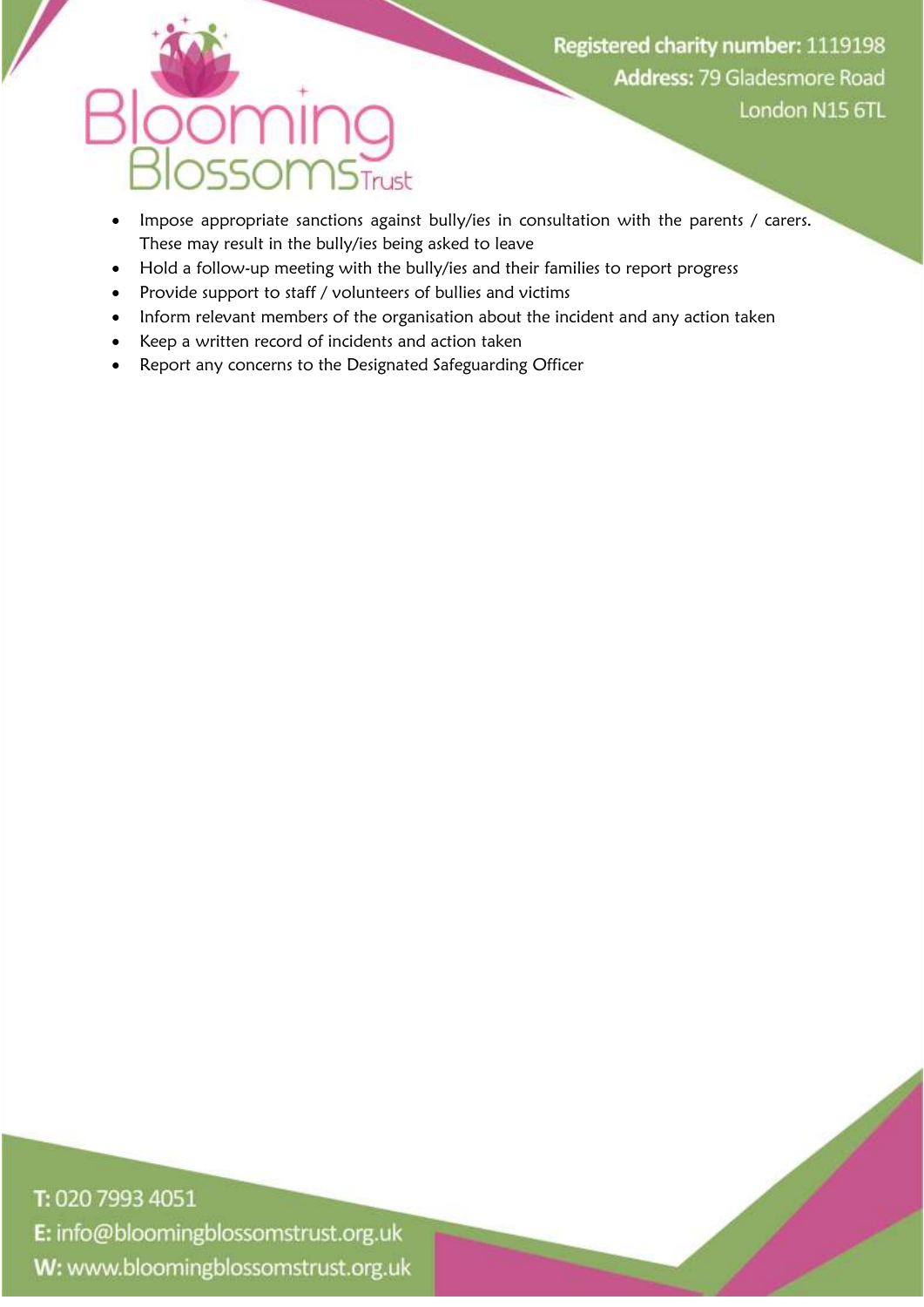- Impose appropriate sanctions against bully/ies in consultation with the parents / carers. These may result in the bully/ies being asked to leave
- Hold a follow-up meeting with the bully/ies and their families to report progress
- Provide support to staff / volunteers of bullies and victims
- Inform relevant members of the organisation about the incident and any action taken
- Keep a written record of incidents and action taken
- Report any concerns to the Designated Safeguarding Officer